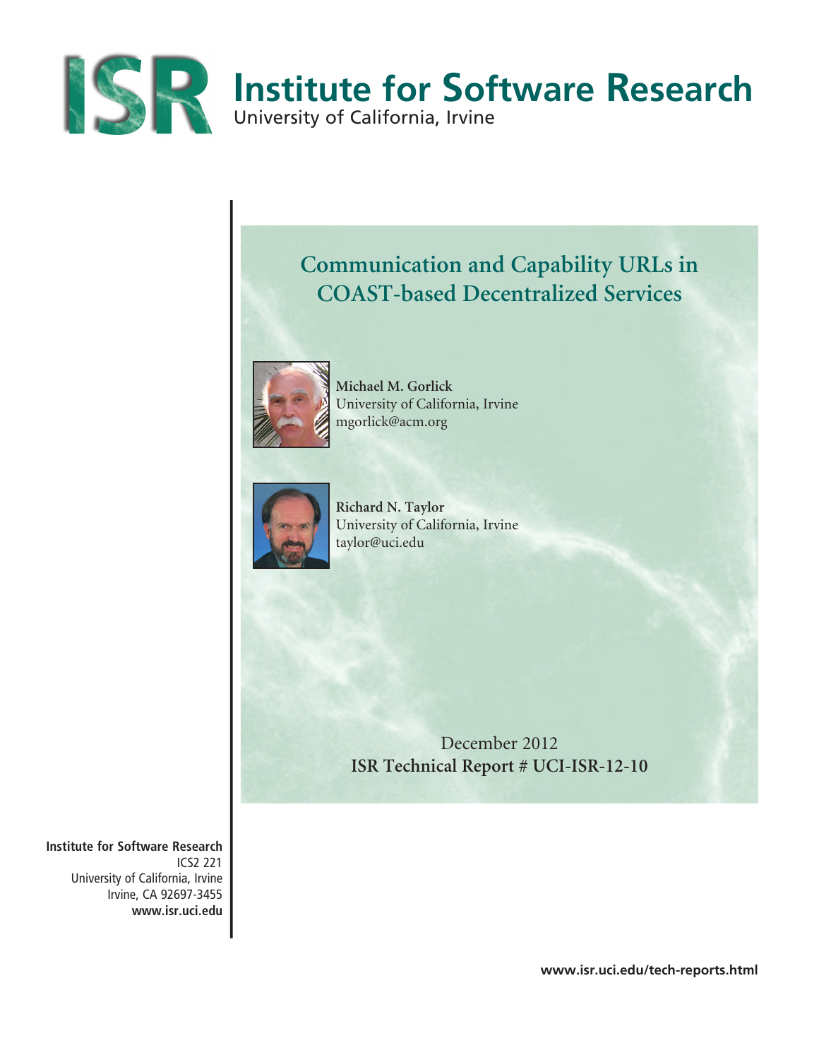# Institute for Software Research

University of California, Irvine

## Communication and Capability URLs in COAST-based Decentralized Services

**Michael M. Gorlick**
University of California, Irvine
mgorlick@acm.org

**Richard N. Taylor**
University of California, Irvine
taylor@uci.edu

December 2012
**ISR Technical Report # UCI-ISR-12-10**

**Institute for Software Research**
ICS2 221
University of California, Irvine
Irvine, CA 92697-3455
**www.isr.uci.edu**

**www.isr.uci.edu/tech-reports.html**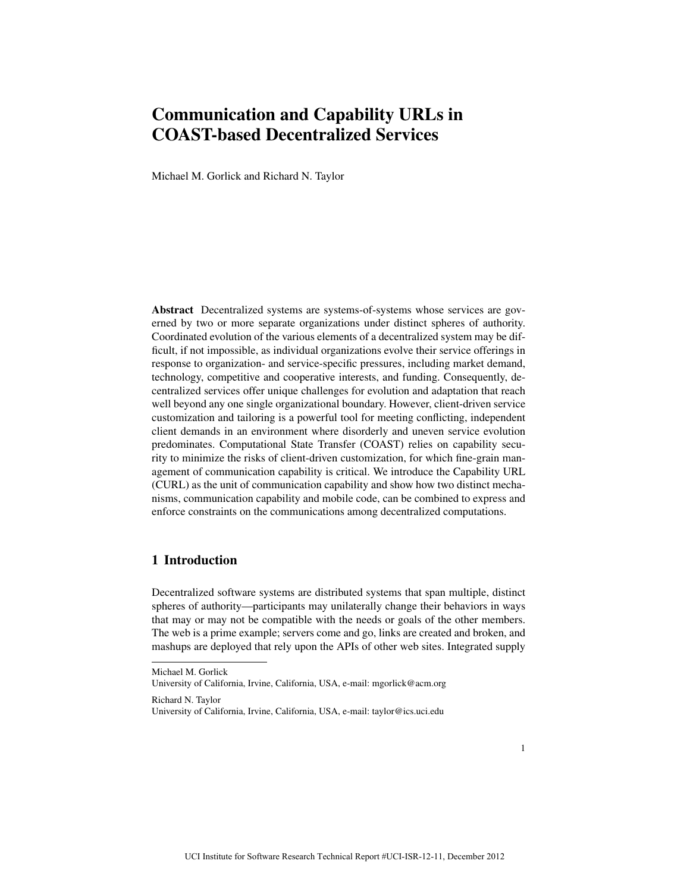# Communication and Capability URLs in COAST-based Decentralized Services

Michael M. Gorlick and Richard N. Taylor

**Abstract** Decentralized systems are systems-of-systems whose services are governed by two or more separate organizations under distinct spheres of authority. Coordinated evolution of the various elements of a decentralized system may be difficult, if not impossible, as individual organizations evolve their service offerings in response to organization- and service-specific pressures, including market demand, technology, competitive and cooperative interests, and funding. Consequently, decentralized services offer unique challenges for evolution and adaptation that reach well beyond any one single organizational boundary. However, client-driven service customization and tailoring is a powerful tool for meeting conflicting, independent client demands in an environment where disorderly and uneven service evolution predominates. Computational State Transfer (COAST) relies on capability security to minimize the risks of client-driven customization, for which fine-grain management of communication capability is critical. We introduce the Capability URL (CURL) as the unit of communication capability and show how two distinct mechanisms, communication capability and mobile code, can be combined to express and enforce constraints on the communications among decentralized computations.

## 1 Introduction

Decentralized software systems are distributed systems that span multiple, distinct spheres of authority—participants may unilaterally change their behaviors in ways that may or may not be compatible with the needs or goals of the other members. The web is a prime example; servers come and go, links are created and broken, and mashups are deployed that rely upon the APIs of other web sites. Integrated supply

---

Michael M. Gorlick
University of California, Irvine, California, USA, e-mail: mgorlick@acm.org

Richard N. Taylor
University of California, Irvine, California, USA, e-mail: taylor@ics.uci.edu

UCI Institute for Software Research Technical Report #UCI-ISR-12-11, December 2012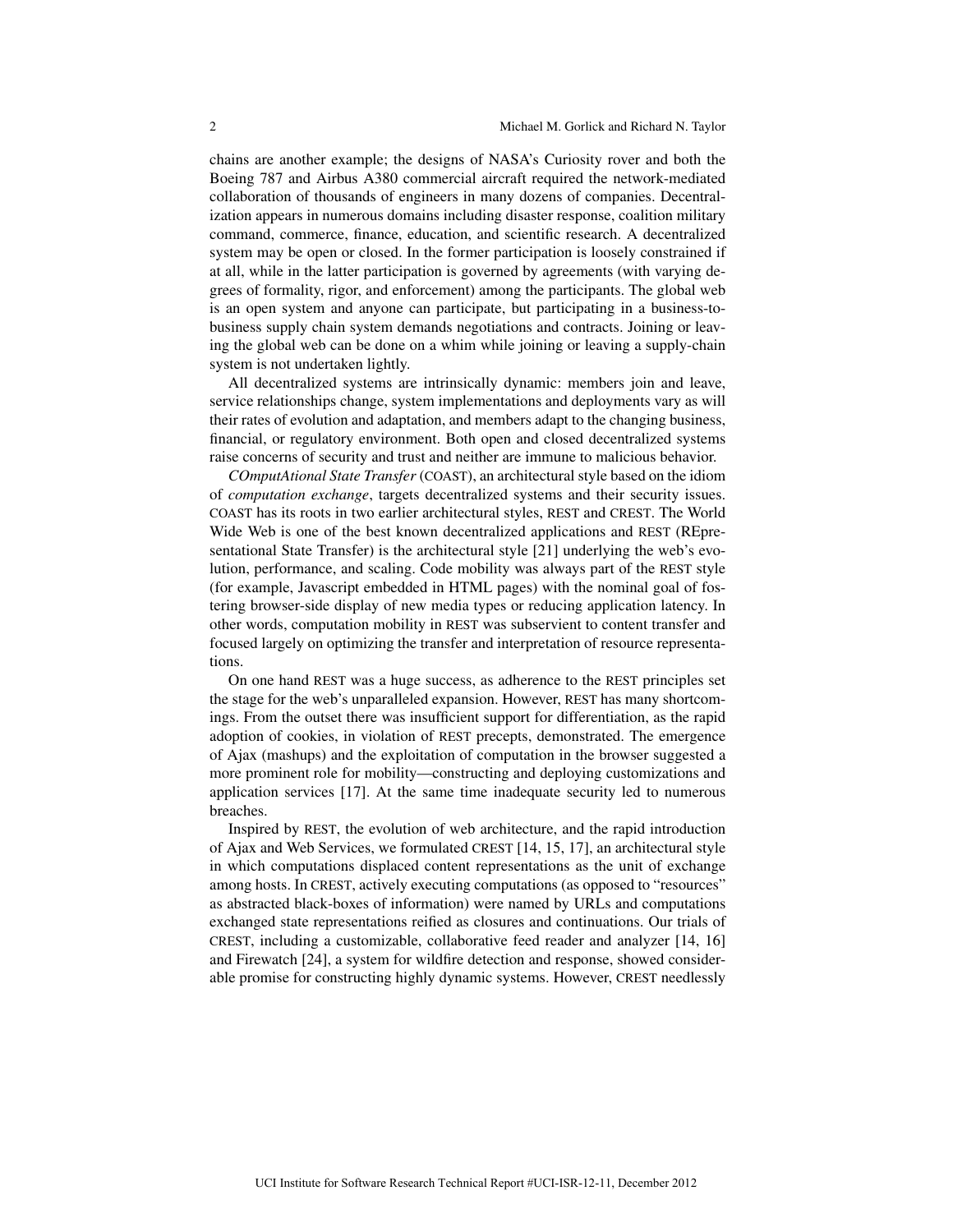chains are another example; the designs of NASA's Curiosity rover and both the Boeing 787 and Airbus A380 commercial aircraft required the network-mediated collaboration of thousands of engineers in many dozens of companies. Decentralization appears in numerous domains including disaster response, coalition military command, commerce, finance, education, and scientific research. A decentralized system may be open or closed. In the former participation is loosely constrained if at all, while in the latter participation is governed by agreements (with varying degrees of formality, rigor, and enforcement) among the participants. The global web is an open system and anyone can participate, but participating in a business-to-business supply chain system demands negotiations and contracts. Joining or leaving the global web can be done on a whim while joining or leaving a supply-chain system is not undertaken lightly.

All decentralized systems are intrinsically dynamic: members join and leave, service relationships change, system implementations and deployments vary as will their rates of evolution and adaptation, and members adapt to the changing business, financial, or regulatory environment. Both open and closed decentralized systems raise concerns of security and trust and neither are immune to malicious behavior.

*COmputAtional State Transfer* (COAST), an architectural style based on the idiom of *computation exchange*, targets decentralized systems and their security issues. COAST has its roots in two earlier architectural styles, REST and CREST. The World Wide Web is one of the best known decentralized applications and REST (REpresentational State Transfer) is the architectural style [21] underlying the web's evolution, performance, and scaling. Code mobility was always part of the REST style (for example, Javascript embedded in HTML pages) with the nominal goal of fostering browser-side display of new media types or reducing application latency. In other words, computation mobility in REST was subservient to content transfer and focused largely on optimizing the transfer and interpretation of resource representations.

On one hand REST was a huge success, as adherence to the REST principles set the stage for the web's unparalleled expansion. However, REST has many shortcomings. From the outset there was insufficient support for differentiation, as the rapid adoption of cookies, in violation of REST precepts, demonstrated. The emergence of Ajax (mashups) and the exploitation of computation in the browser suggested a more prominent role for mobility—constructing and deploying customizations and application services [17]. At the same time inadequate security led to numerous breaches.

Inspired by REST, the evolution of web architecture, and the rapid introduction of Ajax and Web Services, we formulated CREST [14, 15, 17], an architectural style in which computations displaced content representations as the unit of exchange among hosts. In CREST, actively executing computations (as opposed to "resources" as abstracted black-boxes of information) were named by URLs and computations exchanged state representations reified as closures and continuations. Our trials of CREST, including a customizable, collaborative feed reader and analyzer [14, 16] and Firewatch [24], a system for wildfire detection and response, showed considerable promise for constructing highly dynamic systems. However, CREST needlessly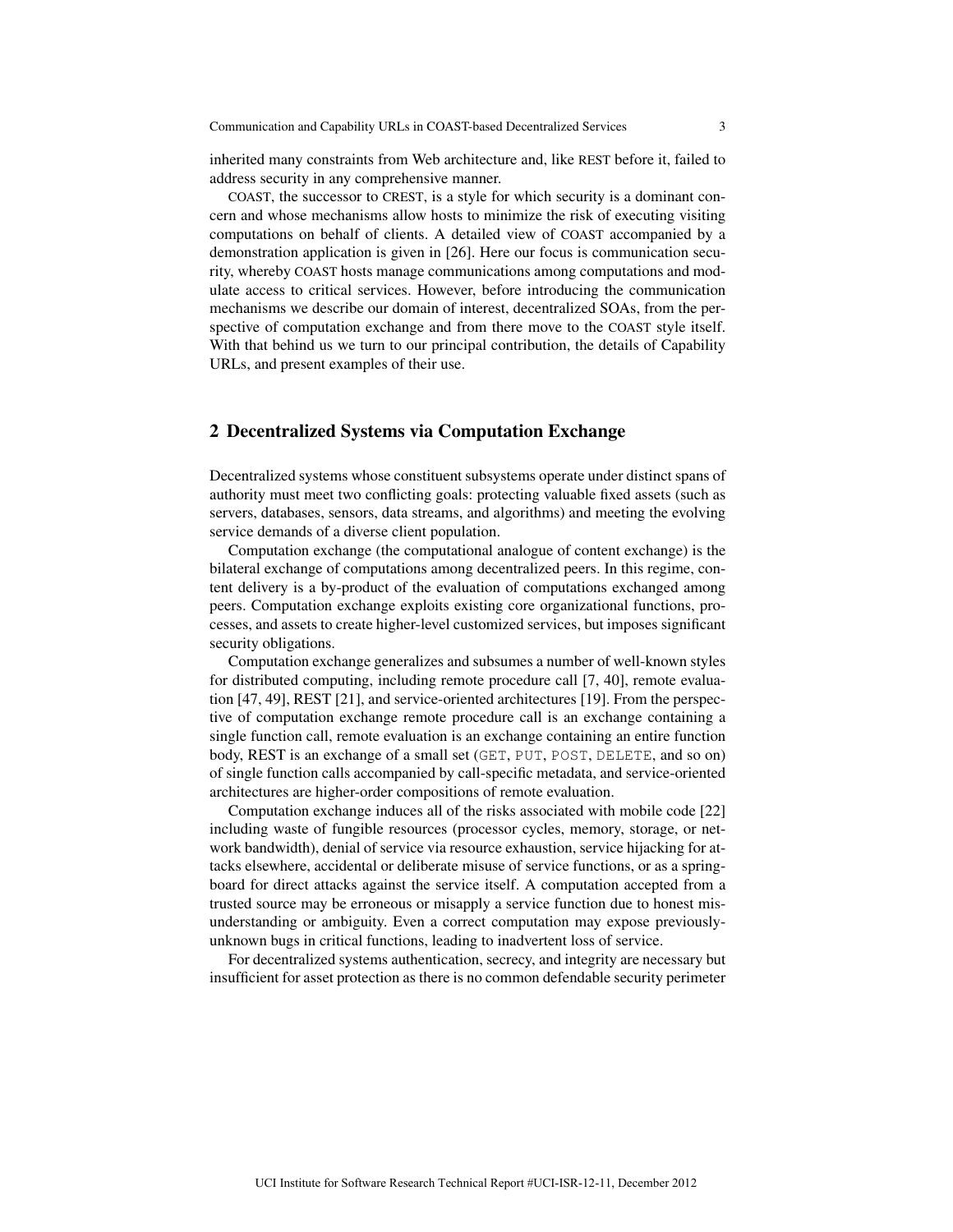inherited many constraints from Web architecture and, like REST before it, failed to address security in any comprehensive manner.

COAST, the successor to CREST, is a style for which security is a dominant concern and whose mechanisms allow hosts to minimize the risk of executing visiting computations on behalf of clients. A detailed view of COAST accompanied by a demonstration application is given in [26]. Here our focus is communication security, whereby COAST hosts manage communications among computations and modulate access to critical services. However, before introducing the communication mechanisms we describe our domain of interest, decentralized SOAs, from the perspective of computation exchange and from there move to the COAST style itself. With that behind us we turn to our principal contribution, the details of Capability URLs, and present examples of their use.

## 2 Decentralized Systems via Computation Exchange

Decentralized systems whose constituent subsystems operate under distinct spans of authority must meet two conflicting goals: protecting valuable fixed assets (such as servers, databases, sensors, data streams, and algorithms) and meeting the evolving service demands of a diverse client population.

Computation exchange (the computational analogue of content exchange) is the bilateral exchange of computations among decentralized peers. In this regime, content delivery is a by-product of the evaluation of computations exchanged among peers. Computation exchange exploits existing core organizational functions, processes, and assets to create higher-level customized services, but imposes significant security obligations.

Computation exchange generalizes and subsumes a number of well-known styles for distributed computing, including remote procedure call [7, 40], remote evaluation [47, 49], REST [21], and service-oriented architectures [19]. From the perspective of computation exchange remote procedure call is an exchange containing a single function call, remote evaluation is an exchange containing an entire function body, REST is an exchange of a small set (`GET`, `PUT`, `POST`, `DELETE`, and so on) of single function calls accompanied by call-specific metadata, and service-oriented architectures are higher-order compositions of remote evaluation.

Computation exchange induces all of the risks associated with mobile code [22] including waste of fungible resources (processor cycles, memory, storage, or network bandwidth), denial of service via resource exhaustion, service hijacking for attacks elsewhere, accidental or deliberate misuse of service functions, or as a springboard for direct attacks against the service itself. A computation accepted from a trusted source may be erroneous or misapply a service function due to honest misunderstanding or ambiguity. Even a correct computation may expose previously-unknown bugs in critical functions, leading to inadvertent loss of service.

For decentralized systems authentication, secrecy, and integrity are necessary but insufficient for asset protection as there is no common defendable security perimeter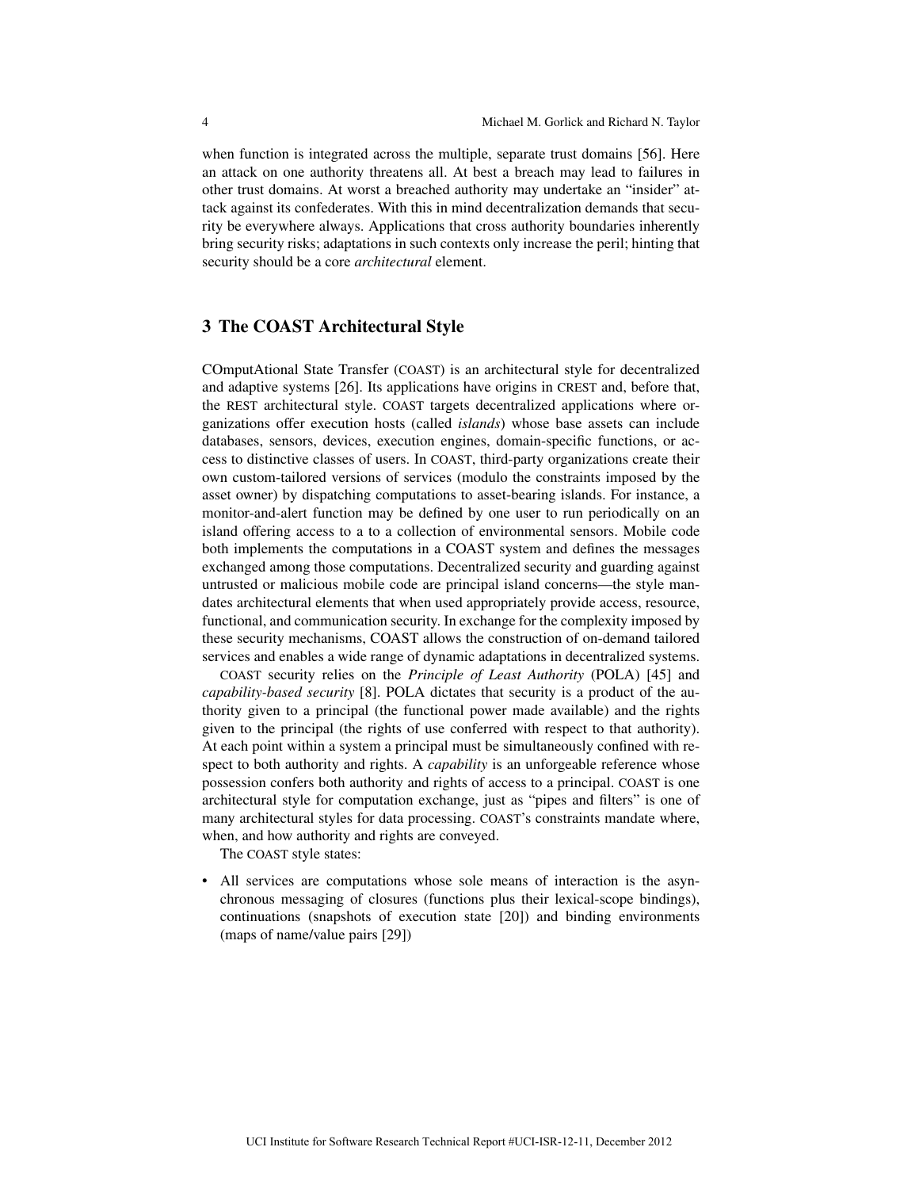when function is integrated across the multiple, separate trust domains [56]. Here an attack on one authority threatens all. At best a breach may lead to failures in other trust domains. At worst a breached authority may undertake an "insider" attack against its confederates. With this in mind decentralization demands that security be everywhere always. Applications that cross authority boundaries inherently bring security risks; adaptations in such contexts only increase the peril; hinting that security should be a core *architectural* element.

## 3 The COAST Architectural Style

COmputAtional State Transfer (COAST) is an architectural style for decentralized and adaptive systems [26]. Its applications have origins in CREST and, before that, the REST architectural style. COAST targets decentralized applications where organizations offer execution hosts (called *islands*) whose base assets can include databases, sensors, devices, execution engines, domain-specific functions, or access to distinctive classes of users. In COAST, third-party organizations create their own custom-tailored versions of services (modulo the constraints imposed by the asset owner) by dispatching computations to asset-bearing islands. For instance, a monitor-and-alert function may be defined by one user to run periodically on an island offering access to a to a collection of environmental sensors. Mobile code both implements the computations in a COAST system and defines the messages exchanged among those computations. Decentralized security and guarding against untrusted or malicious mobile code are principal island concerns—the style mandates architectural elements that when used appropriately provide access, resource, functional, and communication security. In exchange for the complexity imposed by these security mechanisms, COAST allows the construction of on-demand tailored services and enables a wide range of dynamic adaptations in decentralized systems.

COAST security relies on the *Principle of Least Authority* (POLA) [45] and *capability-based security* [8]. POLA dictates that security is a product of the authority given to a principal (the functional power made available) and the rights given to the principal (the rights of use conferred with respect to that authority). At each point within a system a principal must be simultaneously confined with respect to both authority and rights. A *capability* is an unforgeable reference whose possession confers both authority and rights of access to a principal. COAST is one architectural style for computation exchange, just as "pipes and filters" is one of many architectural styles for data processing. COAST's constraints mandate where, when, and how authority and rights are conveyed.

The COAST style states:

- All services are computations whose sole means of interaction is the asynchronous messaging of closures (functions plus their lexical-scope bindings), continuations (snapshots of execution state [20]) and binding environments (maps of name/value pairs [29])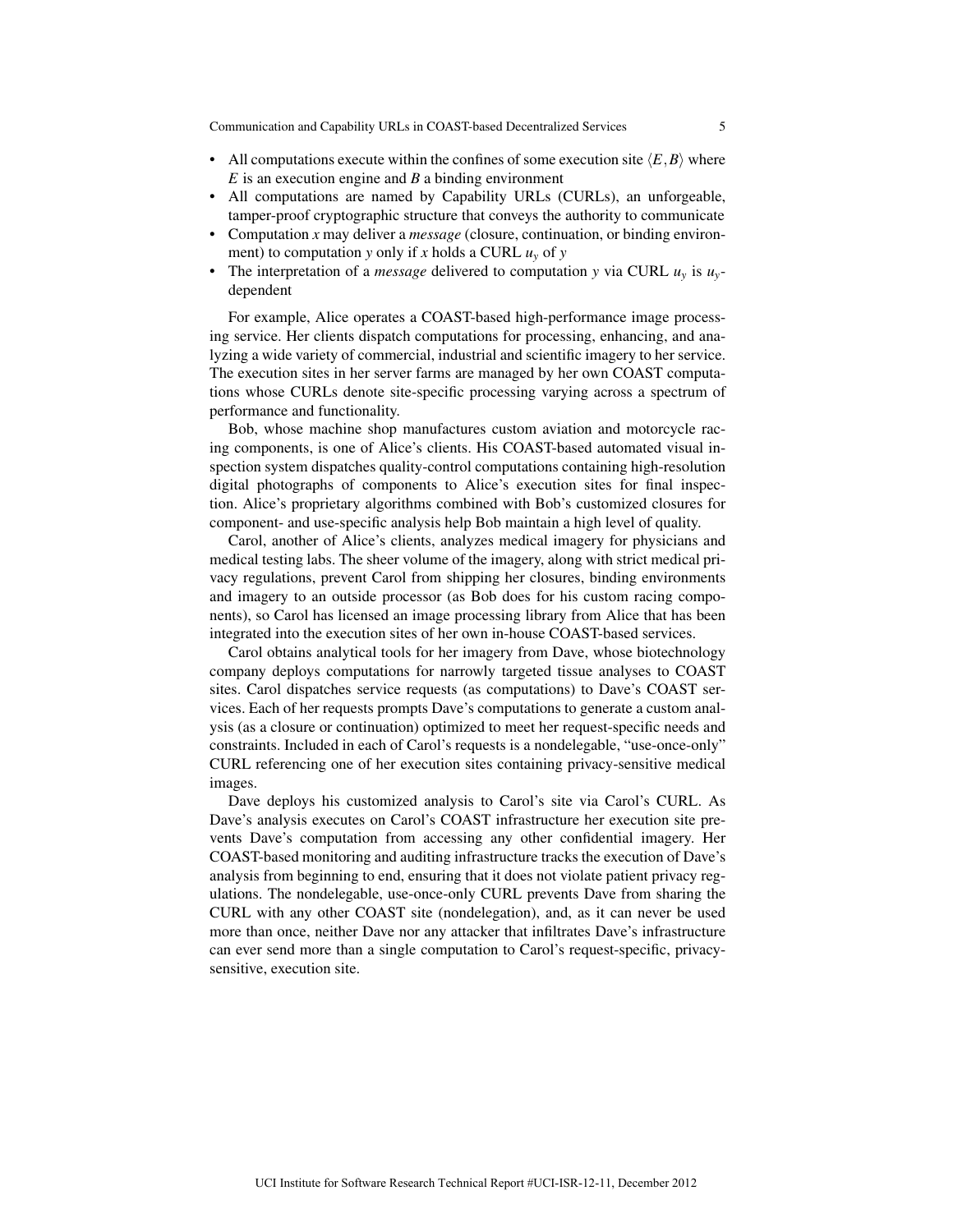- All computations execute within the confines of some execution site $\langle E, B \rangle$ where $E$ is an execution engine and $B$ a binding environment
- All computations are named by Capability URLs (CURLs), an unforgeable, tamper-proof cryptographic structure that conveys the authority to communicate
- Computation $x$ may deliver a *message* (closure, continuation, or binding environment) to computation $y$ only if $x$ holds a CURL $u_y$ of $y$
- The interpretation of a *message* delivered to computation $y$ via CURL $u_y$ is $u_y$-dependent

For example, Alice operates a COAST-based high-performance image processing service. Her clients dispatch computations for processing, enhancing, and analyzing a wide variety of commercial, industrial and scientific imagery to her service. The execution sites in her server farms are managed by her own COAST computations whose CURLs denote site-specific processing varying across a spectrum of performance and functionality.

Bob, whose machine shop manufactures custom aviation and motorcycle racing components, is one of Alice's clients. His COAST-based automated visual inspection system dispatches quality-control computations containing high-resolution digital photographs of components to Alice's execution sites for final inspection. Alice's proprietary algorithms combined with Bob's customized closures for component- and use-specific analysis help Bob maintain a high level of quality.

Carol, another of Alice's clients, analyzes medical imagery for physicians and medical testing labs. The sheer volume of the imagery, along with strict medical privacy regulations, prevent Carol from shipping her closures, binding environments and imagery to an outside processor (as Bob does for his custom racing components), so Carol has licensed an image processing library from Alice that has been integrated into the execution sites of her own in-house COAST-based services.

Carol obtains analytical tools for her imagery from Dave, whose biotechnology company deploys computations for narrowly targeted tissue analyses to COAST sites. Carol dispatches service requests (as computations) to Dave's COAST services. Each of her requests prompts Dave's computations to generate a custom analysis (as a closure or continuation) optimized to meet her request-specific needs and constraints. Included in each of Carol's requests is a nondelegable, "use-once-only" CURL referencing one of her execution sites containing privacy-sensitive medical images.

Dave deploys his customized analysis to Carol's site via Carol's CURL. As Dave's analysis executes on Carol's COAST infrastructure her execution site prevents Dave's computation from accessing any other confidential imagery. Her COAST-based monitoring and auditing infrastructure tracks the execution of Dave's analysis from beginning to end, ensuring that it does not violate patient privacy regulations. The nondelegable, use-once-only CURL prevents Dave from sharing the CURL with any other COAST site (nondelegation), and, as it can never be used more than once, neither Dave nor any attacker that infiltrates Dave's infrastructure can ever send more than a single computation to Carol's request-specific, privacy-sensitive, execution site.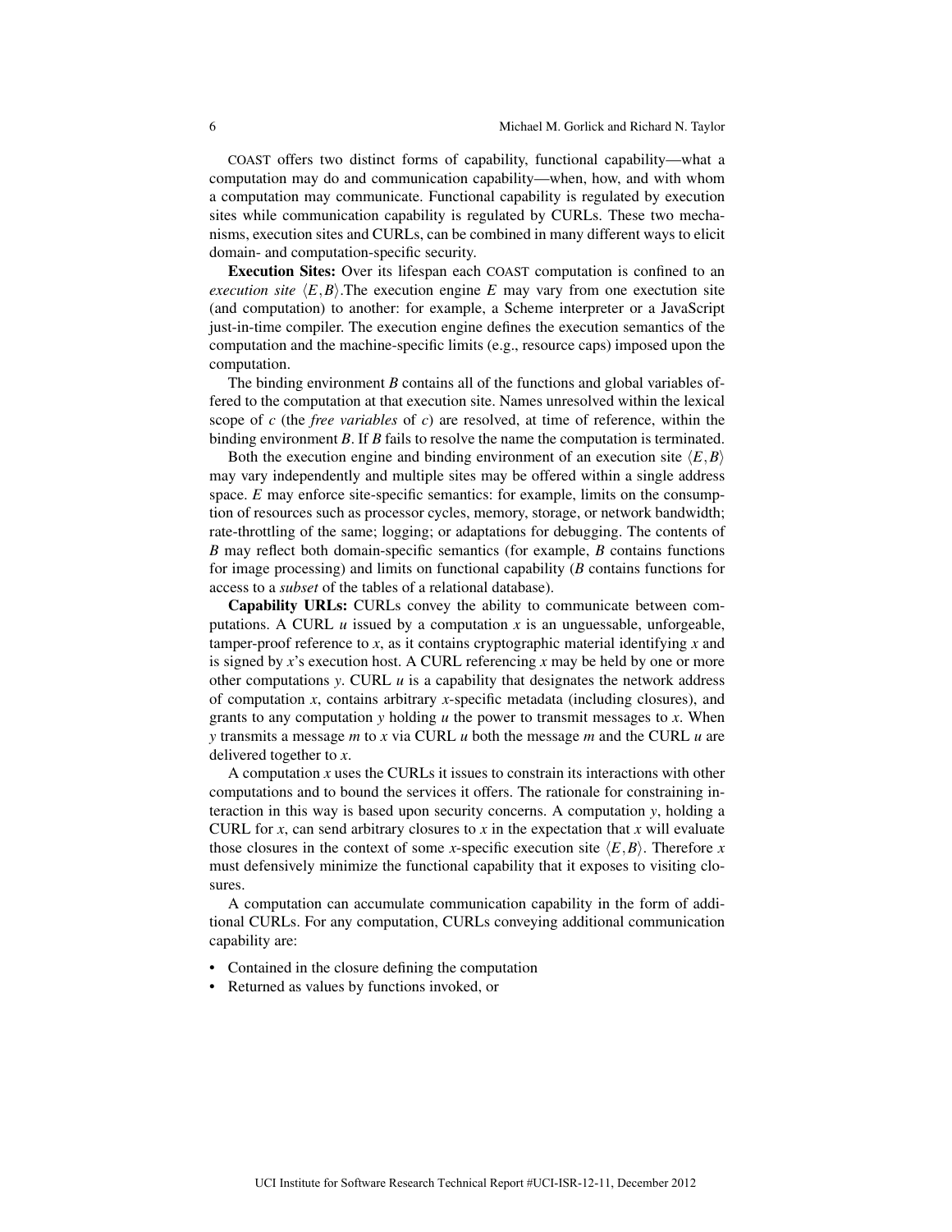COAST offers two distinct forms of capability, functional capability—what a computation may do and communication capability—when, how, and with whom a computation may communicate. Functional capability is regulated by execution sites while communication capability is regulated by CURLs. These two mechanisms, execution sites and CURLs, can be combined in many different ways to elicit domain- and computation-specific security.

**Execution Sites:** Over its lifespan each COAST computation is confined to an *execution site* $\langle E, B \rangle$.The execution engine $E$ may vary from one exectution site (and computation) to another: for example, a Scheme interpreter or a JavaScript just-in-time compiler. The execution engine defines the execution semantics of the computation and the machine-specific limits (e.g., resource caps) imposed upon the computation.

The binding environment $B$ contains all of the functions and global variables offered to the computation at that execution site. Names unresolved within the lexical scope of $c$ (the *free variables* of $c$) are resolved, at time of reference, within the binding environment $B$. If $B$ fails to resolve the name the computation is terminated.

Both the execution engine and binding environment of an execution site $\langle E, B \rangle$ may vary independently and multiple sites may be offered within a single address space. $E$ may enforce site-specific semantics: for example, limits on the consumption of resources such as processor cycles, memory, storage, or network bandwidth; rate-throttling of the same; logging; or adaptations for debugging. The contents of $B$ may reflect both domain-specific semantics (for example, $B$ contains functions for image processing) and limits on functional capability ($B$ contains functions for access to a *subset* of the tables of a relational database).

**Capability URLs:** CURLs convey the ability to communicate between computations. A CURL $u$ issued by a computation $x$ is an unguessable, unforgeable, tamper-proof reference to $x$, as it contains cryptographic material identifying $x$ and is signed by $x$'s execution host. A CURL referencing $x$ may be held by one or more other computations $y$. CURL $u$ is a capability that designates the network address of computation $x$, contains arbitrary $x$-specific metadata (including closures), and grants to any computation $y$ holding $u$ the power to transmit messages to $x$. When $y$ transmits a message $m$ to $x$ via CURL $u$ both the message $m$ and the CURL $u$ are delivered together to $x$.

A computation $x$ uses the CURLs it issues to constrain its interactions with other computations and to bound the services it offers. The rationale for constraining interaction in this way is based upon security concerns. A computation $y$, holding a CURL for $x$, can send arbitrary closures to $x$ in the expectation that $x$ will evaluate those closures in the context of some $x$-specific execution site $\langle E, B \rangle$. Therefore $x$ must defensively minimize the functional capability that it exposes to visiting closures.

A computation can accumulate communication capability in the form of additional CURLs. For any computation, CURLs conveying additional communication capability are:

- Contained in the closure defining the computation
- Returned as values by functions invoked, or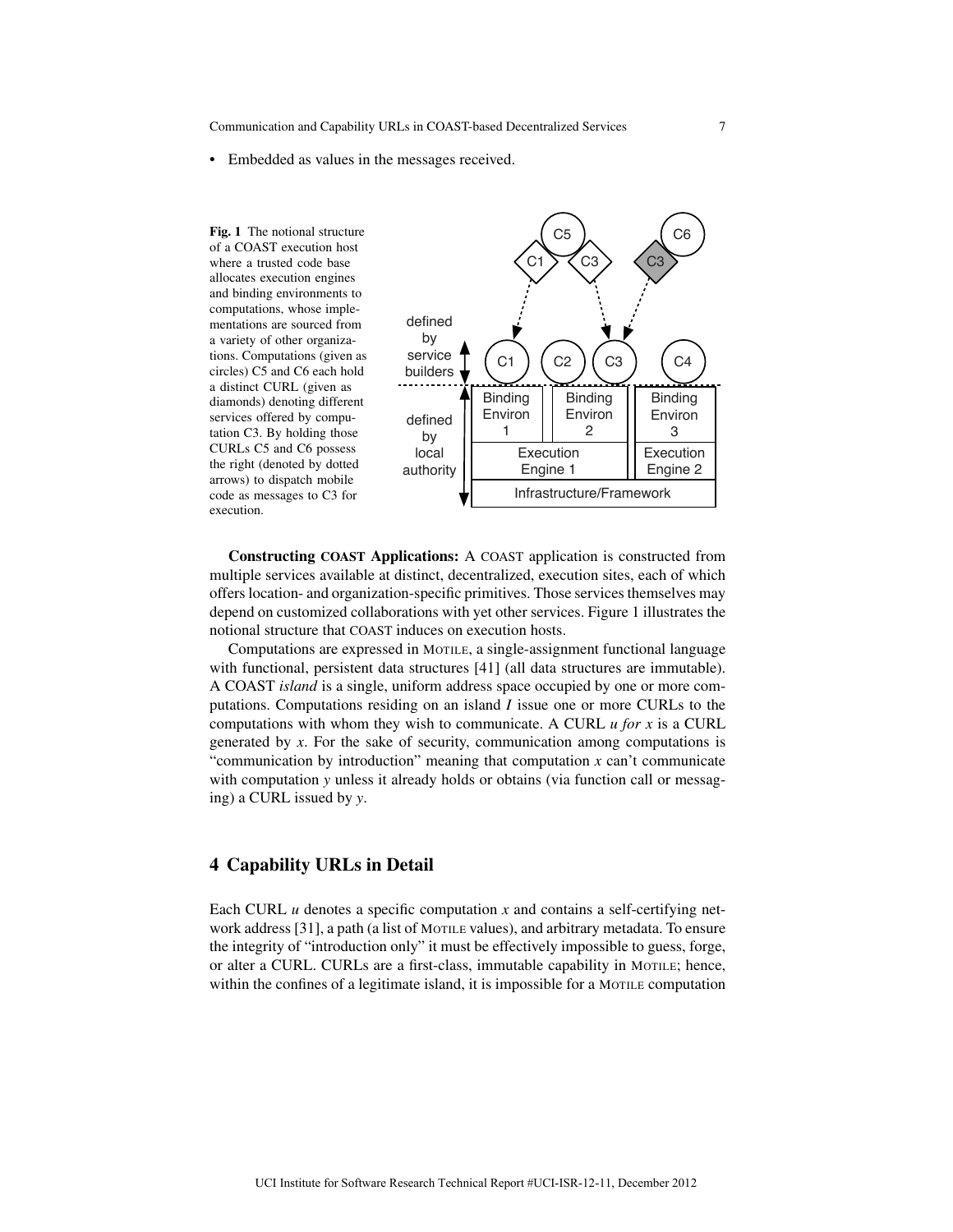- Embedded as values in the messages received.

**Fig. 1** The notional structure of a COAST execution host where a trusted code base allocates execution engines and binding environments to computations, whose implementations are sourced from a variety of other organizations. Computations (given as circles) C5 and C6 each hold a distinct CURL (given as diamonds) denoting different services offered by computation C3. By holding those CURLs C5 and C6 possess the right (denoted by dotted arrows) to dispatch mobile code as messages to C3 for execution.

**Constructing COAST Applications:** A COAST application is constructed from multiple services available at distinct, decentralized, execution sites, each of which offers location- and organization-specific primitives. Those services themselves may depend on customized collaborations with yet other services. Figure 1 illustrates the notional structure that COAST induces on execution hosts.

Computations are expressed in MOTILE, a single-assignment functional language with functional, persistent data structures [41] (all data structures are immutable). A COAST *island* is a single, uniform address space occupied by one or more computations. Computations residing on an island $I$ issue one or more CURLs to the computations with whom they wish to communicate. A CURL $u$ *for* $x$ is a CURL generated by $x$. For the sake of security, communication among computations is "communication by introduction" meaning that computation $x$ can't communicate with computation $y$ unless it already holds or obtains (via function call or messaging) a CURL issued by $y$.

## 4 Capability URLs in Detail

Each CURL $u$ denotes a specific computation $x$ and contains a self-certifying network address [31], a path (a list of MOTILE values), and arbitrary metadata. To ensure the integrity of "introduction only" it must be effectively impossible to guess, forge, or alter a CURL. CURLs are a first-class, immutable capability in MOTILE; hence, within the confines of a legitimate island, it is impossible for a MOTILE computation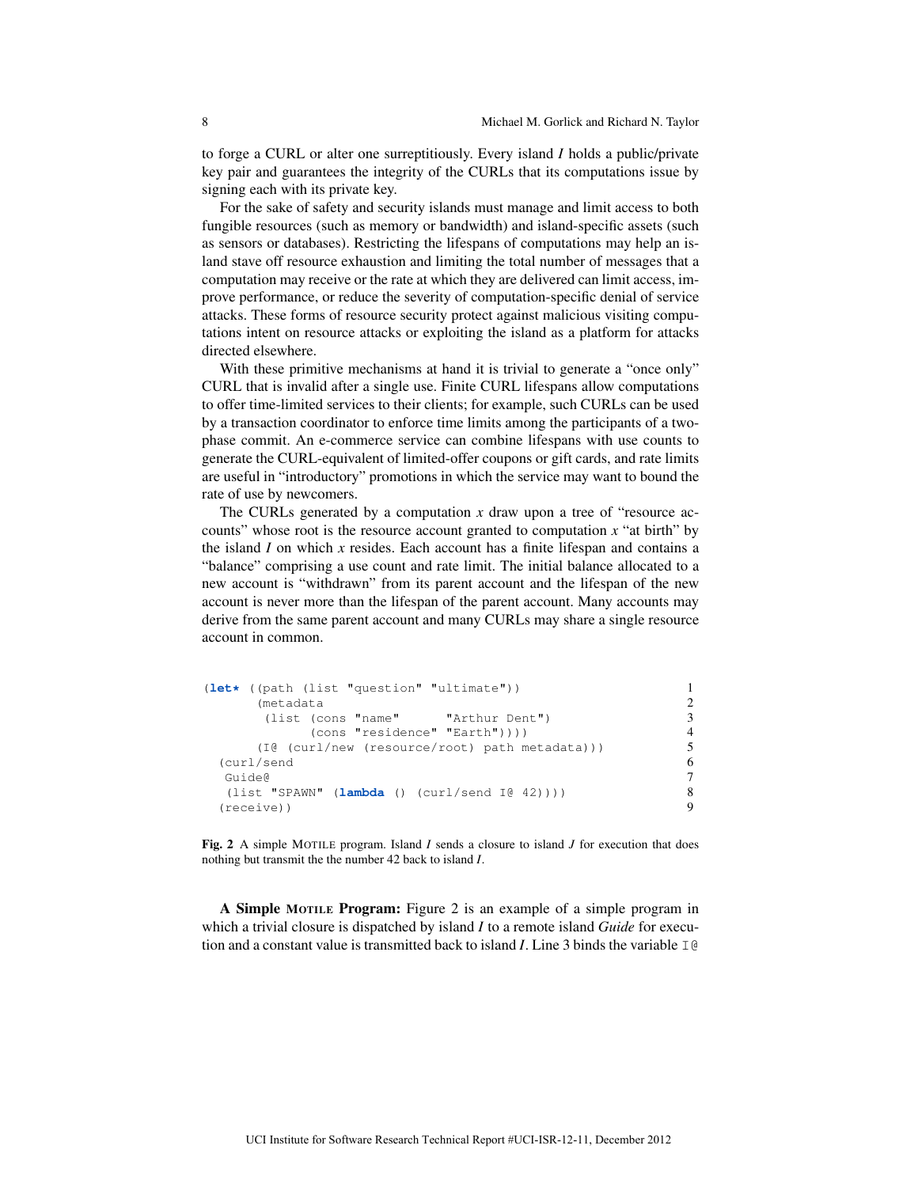to forge a CURL or alter one surreptitiously. Every island *I* holds a public/private key pair and guarantees the integrity of the CURLs that its computations issue by signing each with its private key.

For the sake of safety and security islands must manage and limit access to both fungible resources (such as memory or bandwidth) and island-specific assets (such as sensors or databases). Restricting the lifespans of computations may help an island stave off resource exhaustion and limiting the total number of messages that a computation may receive or the rate at which they are delivered can limit access, improve performance, or reduce the severity of computation-specific denial of service attacks. These forms of resource security protect against malicious visiting computations intent on resource attacks or exploiting the island as a platform for attacks directed elsewhere.

With these primitive mechanisms at hand it is trivial to generate a "once only" CURL that is invalid after a single use. Finite CURL lifespans allow computations to offer time-limited services to their clients; for example, such CURLs can be used by a transaction coordinator to enforce time limits among the participants of a two-phase commit. An e-commerce service can combine lifespans with use counts to generate the CURL-equivalent of limited-offer coupons or gift cards, and rate limits are useful in "introductory" promotions in which the service may want to bound the rate of use by newcomers.

The CURLs generated by a computation *x* draw upon a tree of "resource accounts" whose root is the resource account granted to computation *x* "at birth" by the island *I* on which *x* resides. Each account has a finite lifespan and contains a "balance" comprising a use count and rate limit. The initial balance allocated to a new account is "withdrawn" from its parent account and the lifespan of the new account is never more than the lifespan of the parent account. Many accounts may derive from the same parent account and many CURLs may share a single resource account in common.

```
(let* ((path (list "question" "ultimate"))                     1
       (metadata                                                 2
        (list (cons "name"      "Arthur Dent")                   3
              (cons "residence" "Earth"))))                      4
       (I@ (curl/new (resource/root) path metadata)))            5
  (curl/send                                                     6
   Guide@                                                        7
   (list "SPAWN" (lambda () (curl/send I@ 42))))                 8
  (receive))                                                     9
```

**Fig. 2** A simple MOTILE program. Island *I* sends a closure to island *J* for execution that does nothing but transmit the the number 42 back to island *I*.

**A Simple MOTILE Program:** Figure 2 is an example of a simple program in which a trivial closure is dispatched by island *I* to a remote island *Guide* for execution and a constant value is transmitted back to island *I*. Line 3 binds the variable `I@`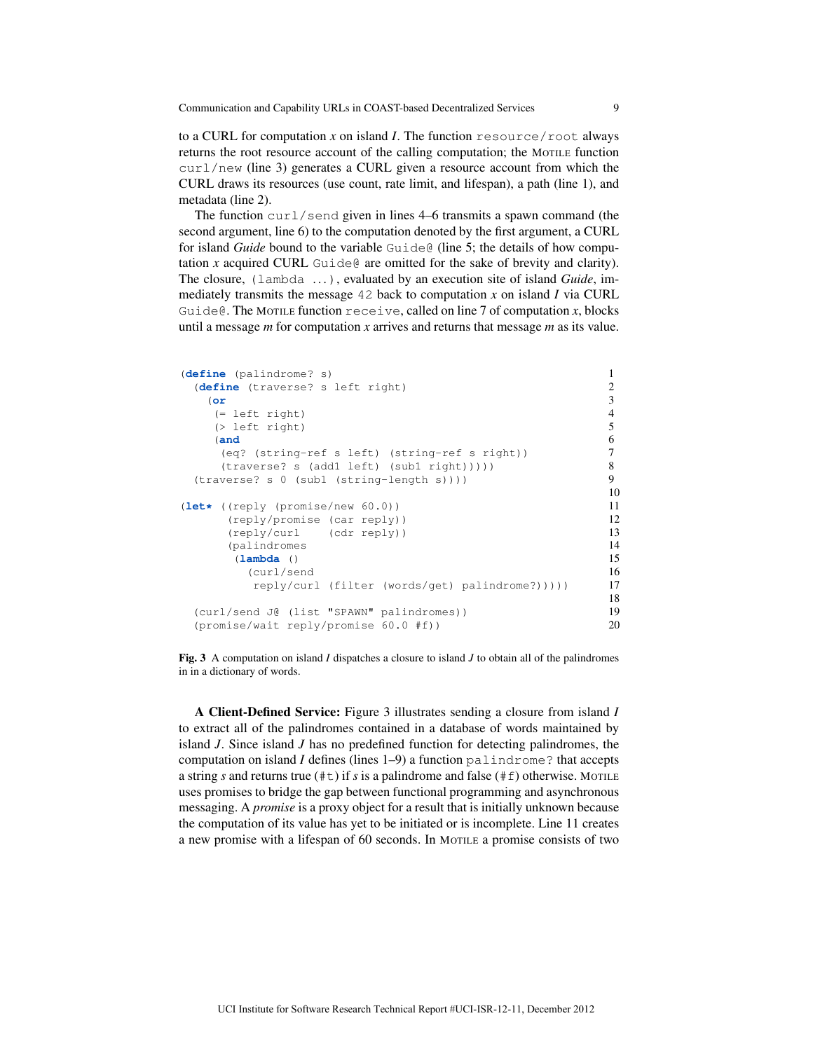to a CURL for computation *x* on island *I*. The function `resource/root` always returns the root resource account of the calling computation; the MOTILE function `curl/new` (line 3) generates a CURL given a resource account from which the CURL draws its resources (use count, rate limit, and lifespan), a path (line 1), and metadata (line 2).

The function `curl/send` given in lines 4–6 transmits a spawn command (the second argument, line 6) to the computation denoted by the first argument, a CURL for island *Guide* bound to the variable `Guide@` (line 5; the details of how computation *x* acquired CURL `Guide@` are omitted for the sake of brevity and clarity). The closure, `(lambda ...)`, evaluated by an execution site of island *Guide*, immediately transmits the message `42` back to computation *x* on island *I* via CURL `Guide@`. The MOTILE function `receive`, called on line 7 of computation *x*, blocks until a message *m* for computation *x* arrives and returns that message *m* as its value.

```
(define (palindrome? s)                                              1
  (define (traverse? s left right)                                   2
    (or                                                              3
     (= left right)                                                  4
     (> left right)                                                  5
     (and                                                            6
      (eq? (string-ref s left) (string-ref s right))                 7
      (traverse? s (add1 left) (sub1 right)))))                      8
  (traverse? s 0 (sub1 (string-length s))))                          9
                                                                     10
(let* ((reply (promise/new 60.0))                                    11
       (reply/promise (car reply))                                   12
       (reply/curl    (cdr reply))                                   13
       (palindromes                                                  14
        (lambda ()                                                   15
          (curl/send                                                 16
           reply/curl (filter (words/get) palindrome?)))))           17
                                                                     18
  (curl/send J@ (list "SPAWN" palindromes))                          19
  (promise/wait reply/promise 60.0 #f))                              20
```

**Fig. 3** A computation on island *I* dispatches a closure to island *J* to obtain all of the palindromes in in a dictionary of words.

**A Client-Defined Service:** Figure 3 illustrates sending a closure from island *I* to extract all of the palindromes contained in a database of words maintained by island *J*. Since island *J* has no predefined function for detecting palindromes, the computation on island *I* defines (lines 1–9) a function `palindrome?` that accepts a string *s* and returns true (`#t`) if *s* is a palindrome and false (`#f`) otherwise. MOTILE uses promises to bridge the gap between functional programming and asynchronous messaging. A *promise* is a proxy object for a result that is initially unknown because the computation of its value has yet to be initiated or is incomplete. Line 11 creates a new promise with a lifespan of 60 seconds. In MOTILE a promise consists of two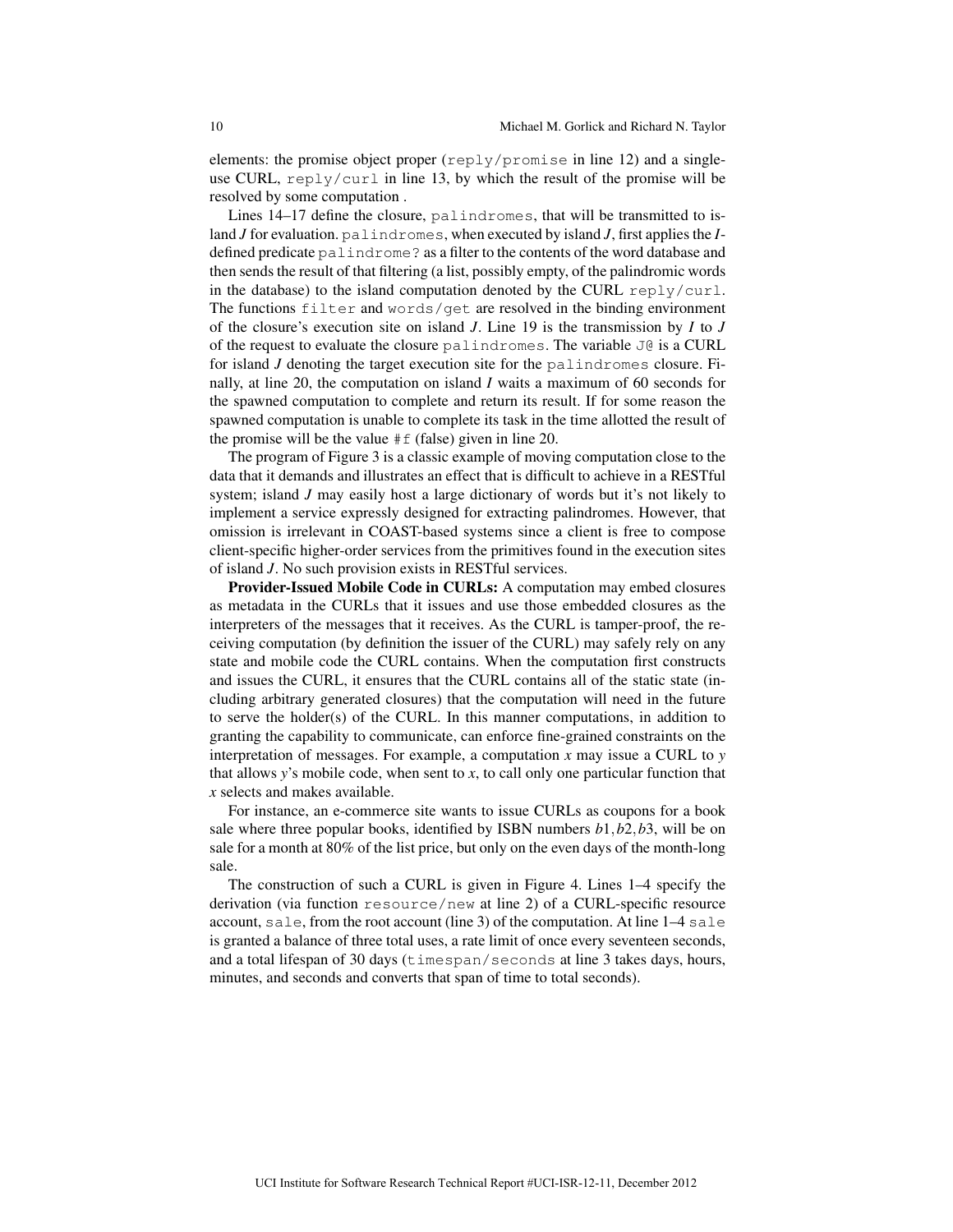elements: the promise object proper (`reply/promise` in line 12) and a single-use CURL, `reply/curl` in line 13, by which the result of the promise will be resolved by some computation .

Lines 14–17 define the closure, `palindromes`, that will be transmitted to island *J* for evaluation. `palindromes`, when executed by island *J*, first applies the *I*-defined predicate `palindrome?` as a filter to the contents of the word database and then sends the result of that filtering (a list, possibly empty, of the palindromic words in the database) to the island computation denoted by the CURL `reply/curl`. The functions `filter` and `words/get` are resolved in the binding environment of the closure's execution site on island *J*. Line 19 is the transmission by *I* to *J* of the request to evaluate the closure `palindromes`. The variable `J@` is a CURL for island *J* denoting the target execution site for the `palindromes` closure. Finally, at line 20, the computation on island *I* waits a maximum of 60 seconds for the spawned computation to complete and return its result. If for some reason the spawned computation is unable to complete its task in the time allotted the result of the promise will be the value `#f` (false) given in line 20.

The program of Figure 3 is a classic example of moving computation close to the data that it demands and illustrates an effect that is difficult to achieve in a RESTful system; island *J* may easily host a large dictionary of words but it's not likely to implement a service expressly designed for extracting palindromes. However, that omission is irrelevant in COAST-based systems since a client is free to compose client-specific higher-order services from the primitives found in the execution sites of island *J*. No such provision exists in RESTful services.

**Provider-Issued Mobile Code in CURLs:** A computation may embed closures as metadata in the CURLs that it issues and use those embedded closures as the interpreters of the messages that it receives. As the CURL is tamper-proof, the receiving computation (by definition the issuer of the CURL) may safely rely on any state and mobile code the CURL contains. When the computation first constructs and issues the CURL, it ensures that the CURL contains all of the static state (including arbitrary generated closures) that the computation will need in the future to serve the holder(s) of the CURL. In this manner computations, in addition to granting the capability to communicate, can enforce fine-grained constraints on the interpretation of messages. For example, a computation *x* may issue a CURL to *y* that allows *y*'s mobile code, when sent to *x*, to call only one particular function that *x* selects and makes available.

For instance, an e-commerce site wants to issue CURLs as coupons for a book sale where three popular books, identified by ISBN numbers $b1, b2, b3$, will be on sale for a month at 80% of the list price, but only on the even days of the month-long sale.

The construction of such a CURL is given in Figure 4. Lines 1–4 specify the derivation (via function `resource/new` at line 2) of a CURL-specific resource account, `sale`, from the root account (line 3) of the computation. At line 1–4 `sale` is granted a balance of three total uses, a rate limit of once every seventeen seconds, and a total lifespan of 30 days (`timespan/seconds` at line 3 takes days, hours, minutes, and seconds and converts that span of time to total seconds).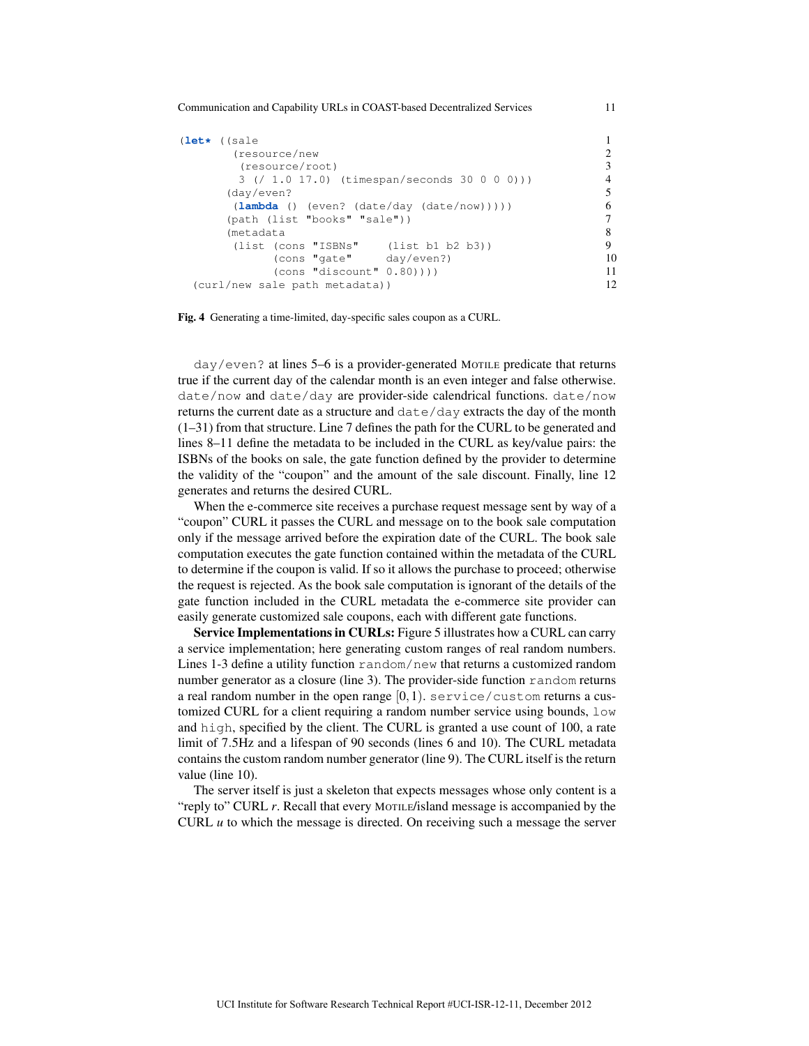```
(let* ((sale                                                    1
        (resource/new                                           2
         (resource/root)                                        3
         3 (/ 1.0 17.0) (timespan/seconds 30 0 0 0)))           4
       (day/even?                                               5
        (lambda () (even? (date/day (date/now)))))              6
       (path (list "books" "sale"))                             7
       (metadata                                                8
        (list (cons "ISBNs"    (list b1 b2 b3))                 9
              (cons "gate"     day/even?)                       10
              (cons "discount" 0.80))))                         11
  (curl/new sale path metadata))                                12
```

**Fig. 4** Generating a time-limited, day-specific sales coupon as a CURL.

`day/even?` at lines 5–6 is a provider-generated MOTILE predicate that returns true if the current day of the calendar month is an even integer and false otherwise. `date/now` and `date/day` are provider-side calendrical functions. `date/now` returns the current date as a structure and `date/day` extracts the day of the month (1–31) from that structure. Line 7 defines the path for the CURL to be generated and lines 8–11 define the metadata to be included in the CURL as key/value pairs: the ISBNs of the books on sale, the gate function defined by the provider to determine the validity of the "coupon" and the amount of the sale discount. Finally, line 12 generates and returns the desired CURL.

When the e-commerce site receives a purchase request message sent by way of a "coupon" CURL it passes the CURL and message on to the book sale computation only if the message arrived before the expiration date of the CURL. The book sale computation executes the gate function contained within the metadata of the CURL to determine if the coupon is valid. If so it allows the purchase to proceed; otherwise the request is rejected. As the book sale computation is ignorant of the details of the gate function included in the CURL metadata the e-commerce site provider can easily generate customized sale coupons, each with different gate functions.

**Service Implementations in CURLs:** Figure 5 illustrates how a CURL can carry a service implementation; here generating custom ranges of real random numbers. Lines 1-3 define a utility function `random/new` that returns a customized random number generator as a closure (line 3). The provider-side function `random` returns a real random number in the open range $[0,1)$. `service/custom` returns a customized CURL for a client requiring a random number service using bounds, `low` and `high`, specified by the client. The CURL is granted a use count of 100, a rate limit of 7.5Hz and a lifespan of 90 seconds (lines 6 and 10). The CURL metadata contains the custom random number generator (line 9). The CURL itself is the return value (line 10).

The server itself is just a skeleton that expects messages whose only content is a "reply to" CURL $r$. Recall that every MOTILE/island message is accompanied by the CURL $u$ to which the message is directed. On receiving such a message the server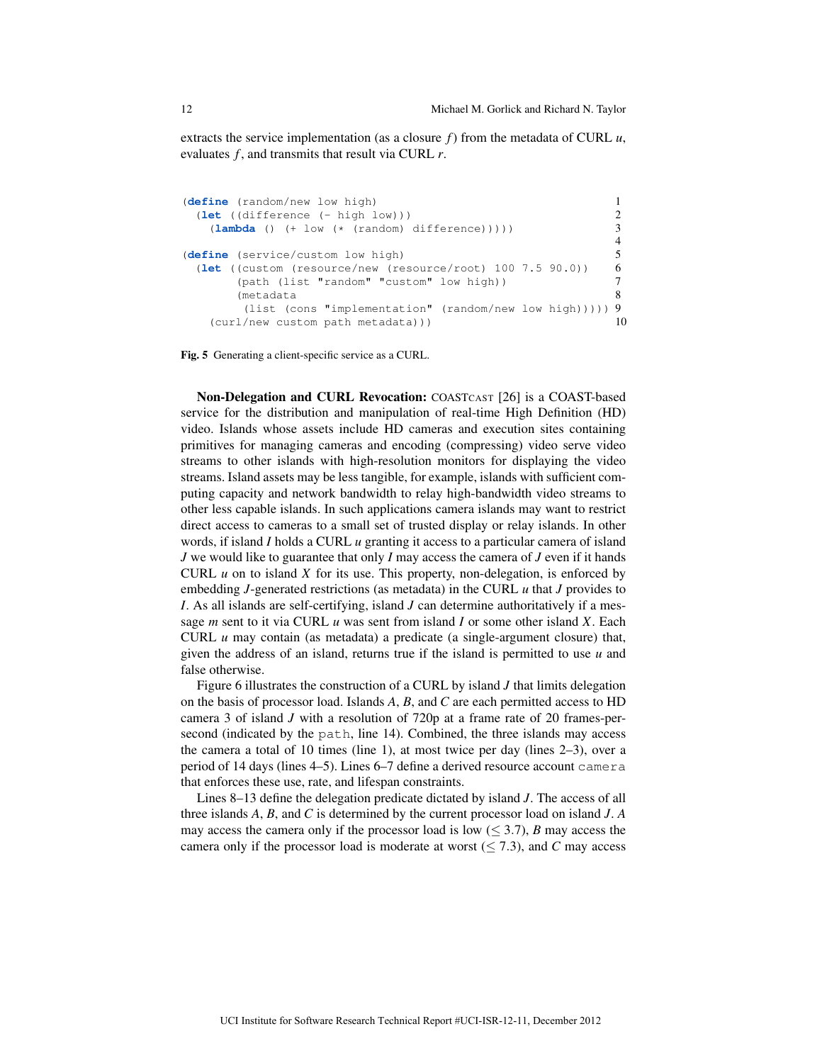extracts the service implementation (as a closure $f$) from the metadata of CURL $u$, evaluates $f$, and transmits that result via CURL $r$.

```
(define (random/new low high)                                        1
  (let ((difference (- high low)))                                   2
    (lambda () (+ low (* (random) difference)))))                    3
                                                                     4
(define (service/custom low high)                                    5
  (let ((custom (resource/new (resource/root) 100 7.5 90.0))         6
        (path (list "random" "custom" low high))                     7
        (metadata                                                    8
         (list (cons "implementation" (random/new low high)))))  9
    (curl/new custom path metadata)))                                10
```

**Fig. 5** Generating a client-specific service as a CURL.

**Non-Delegation and CURL Revocation:** COASTcast [26] is a COAST-based service for the distribution and manipulation of real-time High Definition (HD) video. Islands whose assets include HD cameras and execution sites containing primitives for managing cameras and encoding (compressing) video serve video streams to other islands with high-resolution monitors for displaying the video streams. Island assets may be less tangible, for example, islands with sufficient computing capacity and network bandwidth to relay high-bandwidth video streams to other less capable islands. In such applications camera islands may want to restrict direct access to cameras to a small set of trusted display or relay islands. In other words, if island $I$ holds a CURL $u$ granting it access to a particular camera of island $J$ we would like to guarantee that only $I$ may access the camera of $J$ even if it hands CURL $u$ on to island $X$ for its use. This property, non-delegation, is enforced by embedding $J$-generated restrictions (as metadata) in the CURL $u$ that $J$ provides to $I$. As all islands are self-certifying, island $J$ can determine authoritatively if a message $m$ sent to it via CURL $u$ was sent from island $I$ or some other island $X$. Each CURL $u$ may contain (as metadata) a predicate (a single-argument closure) that, given the address of an island, returns true if the island is permitted to use $u$ and false otherwise.

Figure 6 illustrates the construction of a CURL by island $J$ that limits delegation on the basis of processor load. Islands $A$, $B$, and $C$ are each permitted access to HD camera 3 of island $J$ with a resolution of 720p at a frame rate of 20 frames-per-second (indicated by the `path`, line 14). Combined, the three islands may access the camera a total of 10 times (line 1), at most twice per day (lines 2–3), over a period of 14 days (lines 4–5). Lines 6–7 define a derived resource account `camera` that enforces these use, rate, and lifespan constraints.

Lines 8–13 define the delegation predicate dictated by island $J$. The access of all three islands $A$, $B$, and $C$ is determined by the current processor load on island $J$. $A$ may access the camera only if the processor load is low ($\leq 3.7$), $B$ may access the camera only if the processor load is moderate at worst ($\leq 7.3$), and $C$ may access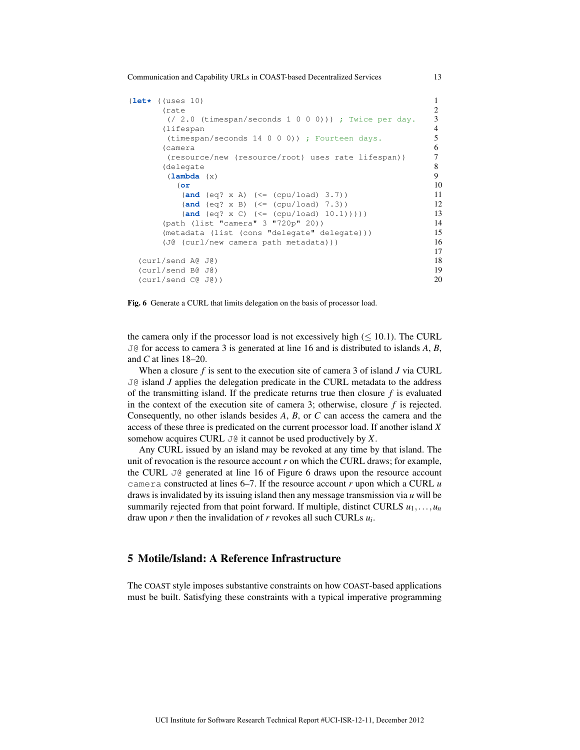```
(let* ((uses 10)                                                    1
       (rate                                                        2
        (/ 2.0 (timespan/seconds 1 0 0 0))) ; Twice per day.       3
       (lifespan                                                    4
        (timespan/seconds 14 0 0 0)) ; Fourteen days.               5
       (camera                                                      6
        (resource/new (resource/root) uses rate lifespan))          7
       (delegate                                                    8
        (lambda (x)                                                 9
          (or                                                       10
           (and (eq? x A) (<= (cpu/load) 3.7))                      11
           (and (eq? x B) (<= (cpu/load) 7.3))                      12
           (and (eq? x C) (<= (cpu/load) 10.1)))))                  13
       (path (list "camera" 3 "720p" 20))                           14
       (metadata (list (cons "delegate" delegate)))                 15
       (J@ (curl/new camera path metadata)))                        16
                                                                    17
  (curl/send A@ J@)                                                 18
  (curl/send B@ J@)                                                 19
  (curl/send C@ J@))                                                20
```

**Fig. 6** Generate a CURL that limits delegation on the basis of processor load.

the camera only if the processor load is not excessively high ($\leq 10.1$). The CURL J@ for access to camera 3 is generated at line 16 and is distributed to islands *A*, *B*, and *C* at lines 18–20.

When a closure *f* is sent to the execution site of camera 3 of island *J* via CURL J@ island *J* applies the delegation predicate in the CURL metadata to the address of the transmitting island. If the predicate returns true then closure *f* is evaluated in the context of the execution site of camera 3; otherwise, closure *f* is rejected. Consequently, no other islands besides *A*, *B*, or *C* can access the camera and the access of these three is predicated on the current processor load. If another island *X* somehow acquires CURL J@ it cannot be used productively by *X*.

Any CURL issued by an island may be revoked at any time by that island. The unit of revocation is the resource account *r* on which the CURL draws; for example, the CURL J@ generated at line 16 of Figure 6 draws upon the resource account camera constructed at lines 6–7. If the resource account *r* upon which a CURL *u* draws is invalidated by its issuing island then any message transmission via *u* will be summarily rejected from that point forward. If multiple, distinct CURLS $u_1, \ldots, u_n$ draw upon *r* then the invalidation of *r* revokes all such CURLs $u_i$.

## 5 Motile/Island: A Reference Infrastructure

The COAST style imposes substantive constraints on how COAST-based applications must be built. Satisfying these constraints with a typical imperative programming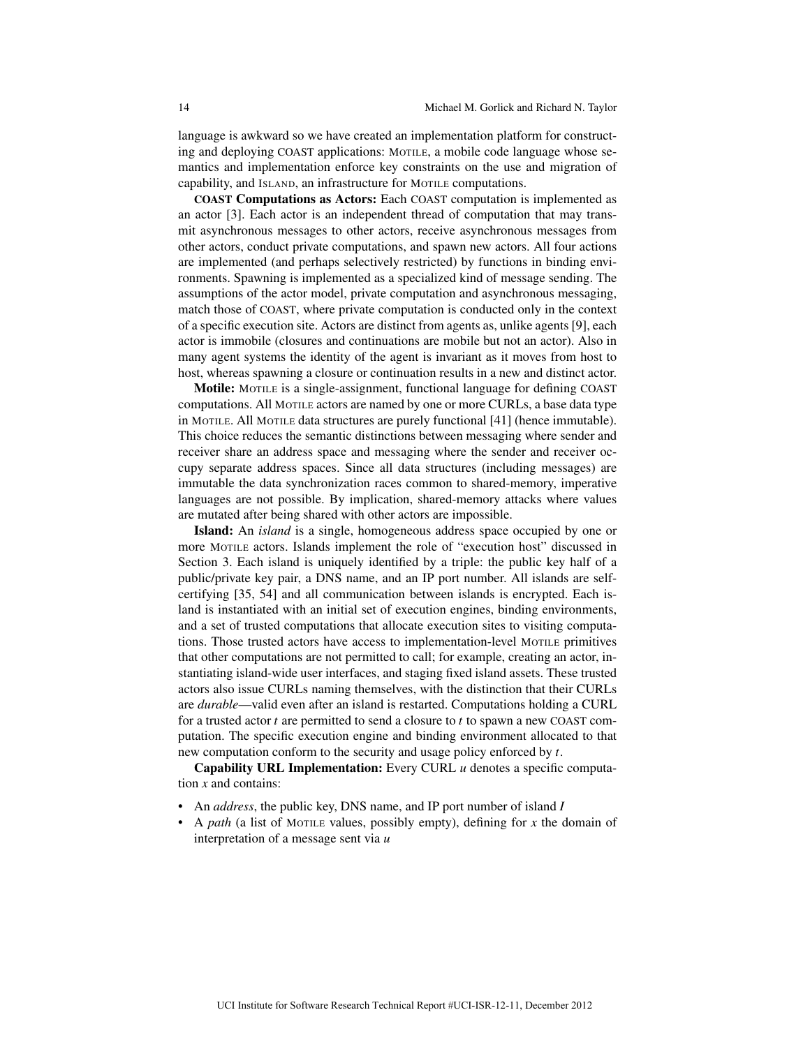language is awkward so we have created an implementation platform for constructing and deploying COAST applications: MOTILE, a mobile code language whose semantics and implementation enforce key constraints on the use and migration of capability, and ISLAND, an infrastructure for MOTILE computations.

**COAST Computations as Actors:** Each COAST computation is implemented as an actor [3]. Each actor is an independent thread of computation that may transmit asynchronous messages to other actors, receive asynchronous messages from other actors, conduct private computations, and spawn new actors. All four actions are implemented (and perhaps selectively restricted) by functions in binding environments. Spawning is implemented as a specialized kind of message sending. The assumptions of the actor model, private computation and asynchronous messaging, match those of COAST, where private computation is conducted only in the context of a specific execution site. Actors are distinct from agents as, unlike agents [9], each actor is immobile (closures and continuations are mobile but not an actor). Also in many agent systems the identity of the agent is invariant as it moves from host to host, whereas spawning a closure or continuation results in a new and distinct actor.

**Motile:** MOTILE is a single-assignment, functional language for defining COAST computations. All MOTILE actors are named by one or more CURLs, a base data type in MOTILE. All MOTILE data structures are purely functional [41] (hence immutable). This choice reduces the semantic distinctions between messaging where sender and receiver share an address space and messaging where the sender and receiver occupy separate address spaces. Since all data structures (including messages) are immutable the data synchronization races common to shared-memory, imperative languages are not possible. By implication, shared-memory attacks where values are mutated after being shared with other actors are impossible.

**Island:** An *island* is a single, homogeneous address space occupied by one or more MOTILE actors. Islands implement the role of "execution host" discussed in Section 3. Each island is uniquely identified by a triple: the public key half of a public/private key pair, a DNS name, and an IP port number. All islands are self-certifying [35, 54] and all communication between islands is encrypted. Each island is instantiated with an initial set of execution engines, binding environments, and a set of trusted computations that allocate execution sites to visiting computations. Those trusted actors have access to implementation-level MOTILE primitives that other computations are not permitted to call; for example, creating an actor, instantiating island-wide user interfaces, and staging fixed island assets. These trusted actors also issue CURLs naming themselves, with the distinction that their CURLs are *durable*—valid even after an island is restarted. Computations holding a CURL for a trusted actor $t$ are permitted to send a closure to $t$ to spawn a new COAST computation. The specific execution engine and binding environment allocated to that new computation conform to the security and usage policy enforced by $t$.

**Capability URL Implementation:** Every CURL $u$ denotes a specific computation $x$ and contains:

- An *address*, the public key, DNS name, and IP port number of island $I$
- A *path* (a list of MOTILE values, possibly empty), defining for $x$ the domain of interpretation of a message sent via $u$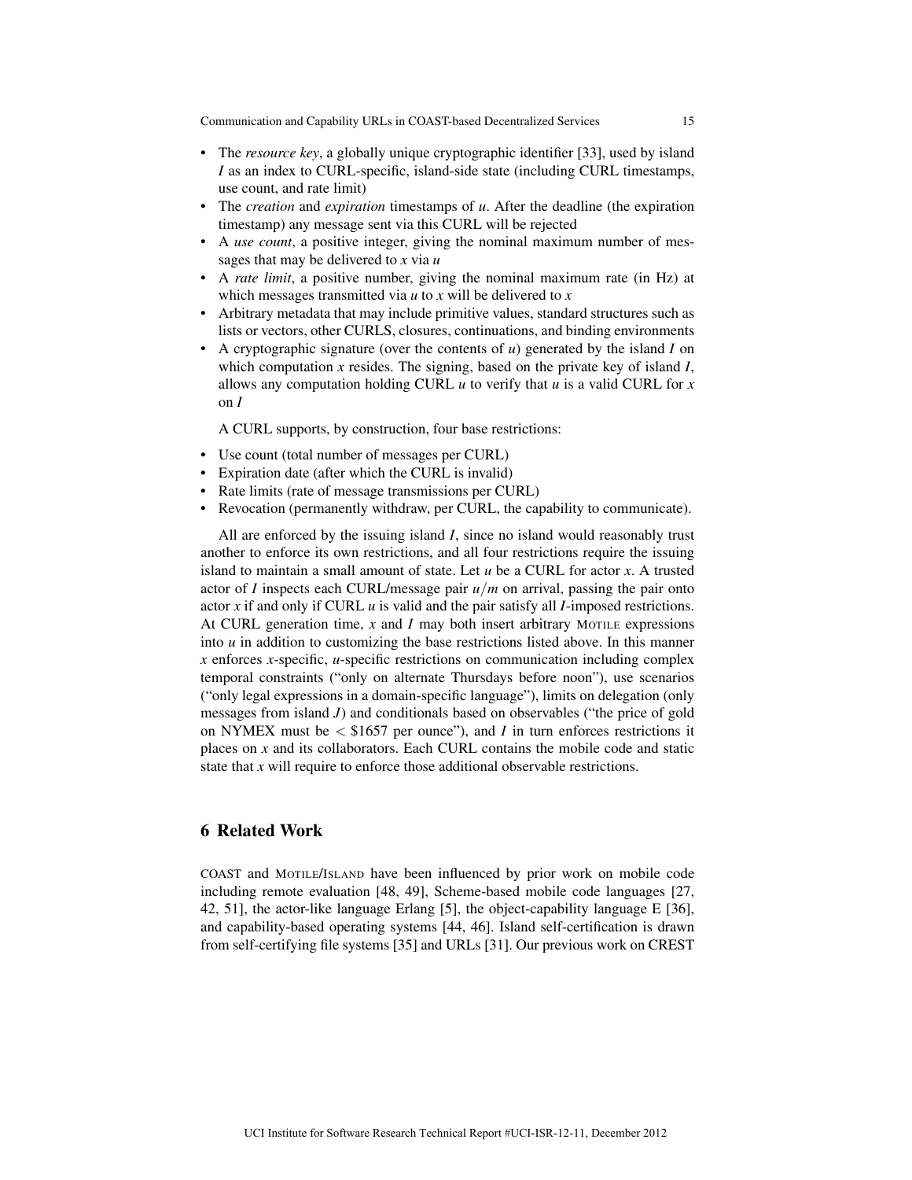- The *resource key*, a globally unique cryptographic identifier [33], used by island $I$ as an index to CURL-specific, island-side state (including CURL timestamps, use count, and rate limit)
- The *creation* and *expiration* timestamps of $u$. After the deadline (the expiration timestamp) any message sent via this CURL will be rejected
- A *use count*, a positive integer, giving the nominal maximum number of messages that may be delivered to $x$ via $u$
- A *rate limit*, a positive number, giving the nominal maximum rate (in Hz) at which messages transmitted via $u$ to $x$ will be delivered to $x$
- Arbitrary metadata that may include primitive values, standard structures such as lists or vectors, other CURLS, closures, continuations, and binding environments
- A cryptographic signature (over the contents of $u$) generated by the island $I$ on which computation $x$ resides. The signing, based on the private key of island $I$, allows any computation holding CURL $u$ to verify that $u$ is a valid CURL for $x$ on $I$

A CURL supports, by construction, four base restrictions:

- Use count (total number of messages per CURL)
- Expiration date (after which the CURL is invalid)
- Rate limits (rate of message transmissions per CURL)
- Revocation (permanently withdraw, per CURL, the capability to communicate).

All are enforced by the issuing island $I$, since no island would reasonably trust another to enforce its own restrictions, and all four restrictions require the issuing island to maintain a small amount of state. Let $u$ be a CURL for actor $x$. A trusted actor of $I$ inspects each CURL/message pair $u/m$ on arrival, passing the pair onto actor $x$ if and only if CURL $u$ is valid and the pair satisfy all $I$-imposed restrictions. At CURL generation time, $x$ and $I$ may both insert arbitrary MOTILE expressions into $u$ in addition to customizing the base restrictions listed above. In this manner $x$ enforces $x$-specific, $u$-specific restrictions on communication including complex temporal constraints ("only on alternate Thursdays before noon"), use scenarios ("only legal expressions in a domain-specific language"), limits on delegation (only messages from island $J$) and conditionals based on observables ("the price of gold on NYMEX must be $<$ \$1657 per ounce"), and $I$ in turn enforces restrictions it places on $x$ and its collaborators. Each CURL contains the mobile code and static state that $x$ will require to enforce those additional observable restrictions.

## 6 Related Work

COAST and MOTILE/ISLAND have been influenced by prior work on mobile code including remote evaluation [48, 49], Scheme-based mobile code languages [27, 42, 51], the actor-like language Erlang [5], the object-capability language E [36], and capability-based operating systems [44, 46]. Island self-certification is drawn from self-certifying file systems [35] and URLs [31]. Our previous work on CREST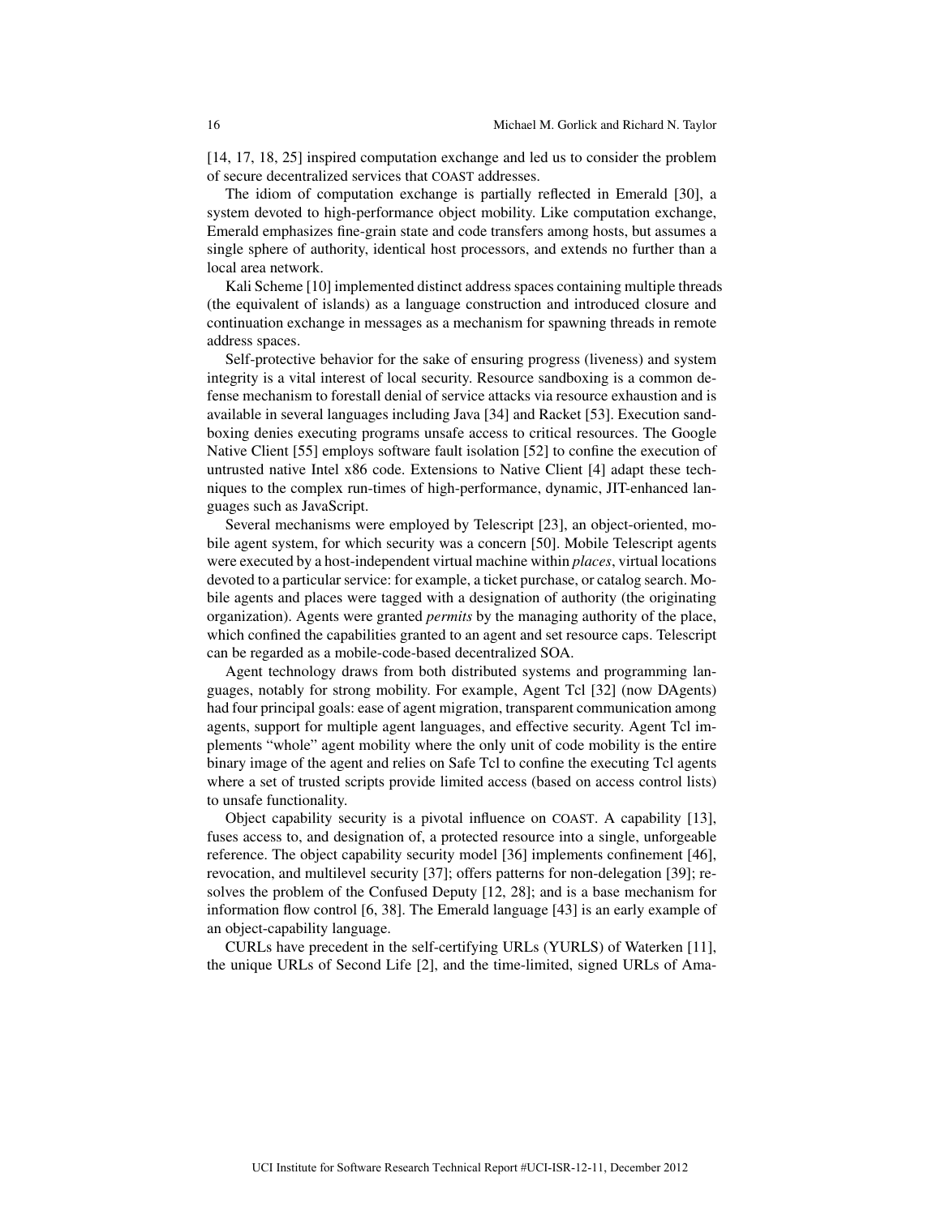[14, 17, 18, 25] inspired computation exchange and led us to consider the problem of secure decentralized services that COAST addresses.

The idiom of computation exchange is partially reflected in Emerald [30], a system devoted to high-performance object mobility. Like computation exchange, Emerald emphasizes fine-grain state and code transfers among hosts, but assumes a single sphere of authority, identical host processors, and extends no further than a local area network.

Kali Scheme [10] implemented distinct address spaces containing multiple threads (the equivalent of islands) as a language construction and introduced closure and continuation exchange in messages as a mechanism for spawning threads in remote address spaces.

Self-protective behavior for the sake of ensuring progress (liveness) and system integrity is a vital interest of local security. Resource sandboxing is a common defense mechanism to forestall denial of service attacks via resource exhaustion and is available in several languages including Java [34] and Racket [53]. Execution sandboxing denies executing programs unsafe access to critical resources. The Google Native Client [55] employs software fault isolation [52] to confine the execution of untrusted native Intel x86 code. Extensions to Native Client [4] adapt these techniques to the complex run-times of high-performance, dynamic, JIT-enhanced languages such as JavaScript.

Several mechanisms were employed by Telescript [23], an object-oriented, mobile agent system, for which security was a concern [50]. Mobile Telescript agents were executed by a host-independent virtual machine within *places*, virtual locations devoted to a particular service: for example, a ticket purchase, or catalog search. Mobile agents and places were tagged with a designation of authority (the originating organization). Agents were granted *permits* by the managing authority of the place, which confined the capabilities granted to an agent and set resource caps. Telescript can be regarded as a mobile-code-based decentralized SOA.

Agent technology draws from both distributed systems and programming languages, notably for strong mobility. For example, Agent Tcl [32] (now DAgents) had four principal goals: ease of agent migration, transparent communication among agents, support for multiple agent languages, and effective security. Agent Tcl implements "whole" agent mobility where the only unit of code mobility is the entire binary image of the agent and relies on Safe Tcl to confine the executing Tcl agents where a set of trusted scripts provide limited access (based on access control lists) to unsafe functionality.

Object capability security is a pivotal influence on COAST. A capability [13], fuses access to, and designation of, a protected resource into a single, unforgeable reference. The object capability security model [36] implements confinement [46], revocation, and multilevel security [37]; offers patterns for non-delegation [39]; resolves the problem of the Confused Deputy [12, 28]; and is a base mechanism for information flow control [6, 38]. The Emerald language [43] is an early example of an object-capability language.

CURLs have precedent in the self-certifying URLs (YURLS) of Waterken [11], the unique URLs of Second Life [2], and the time-limited, signed URLs of Ama-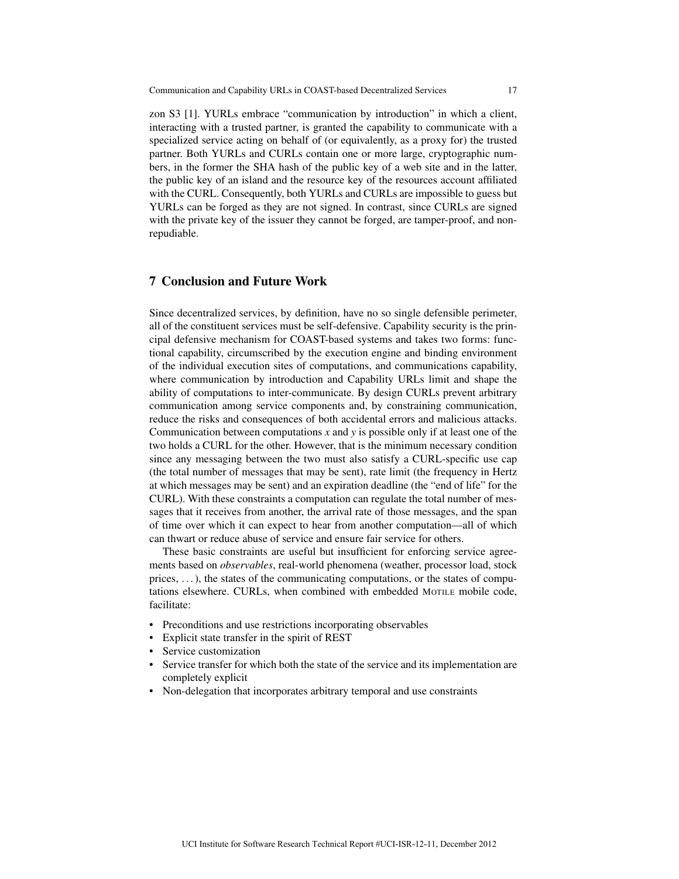zon S3 [1]. YURLs embrace "communication by introduction" in which a client, interacting with a trusted partner, is granted the capability to communicate with a specialized service acting on behalf of (or equivalently, as a proxy for) the trusted partner. Both YURLs and CURLs contain one or more large, cryptographic numbers, in the former the SHA hash of the public key of a web site and in the latter, the public key of an island and the resource key of the resources account affiliated with the CURL. Consequently, both YURLs and CURLs are impossible to guess but YURLs can be forged as they are not signed. In contrast, since CURLs are signed with the private key of the issuer they cannot be forged, are tamper-proof, and non-repudiable.

## 7 Conclusion and Future Work

Since decentralized services, by definition, have no so single defensible perimeter, all of the constituent services must be self-defensive. Capability security is the principal defensive mechanism for COAST-based systems and takes two forms: functional capability, circumscribed by the execution engine and binding environment of the individual execution sites of computations, and communications capability, where communication by introduction and Capability URLs limit and shape the ability of computations to inter-communicate. By design CURLs prevent arbitrary communication among service components and, by constraining communication, reduce the risks and consequences of both accidental errors and malicious attacks. Communication between computations $x$ and $y$ is possible only if at least one of the two holds a CURL for the other. However, that is the minimum necessary condition since any messaging between the two must also satisfy a CURL-specific use cap (the total number of messages that may be sent), rate limit (the frequency in Hertz at which messages may be sent) and an expiration deadline (the "end of life" for the CURL). With these constraints a computation can regulate the total number of messages that it receives from another, the arrival rate of those messages, and the span of time over which it can expect to hear from another computation—all of which can thwart or reduce abuse of service and ensure fair service for others.

These basic constraints are useful but insufficient for enforcing service agreements based on *observables*, real-world phenomena (weather, processor load, stock prices, ...), the states of the communicating computations, or the states of computations elsewhere. CURLs, when combined with embedded MOTILE mobile code, facilitate:

- Preconditions and use restrictions incorporating observables
- Explicit state transfer in the spirit of REST
- Service customization
- Service transfer for which both the state of the service and its implementation are completely explicit
- Non-delegation that incorporates arbitrary temporal and use constraints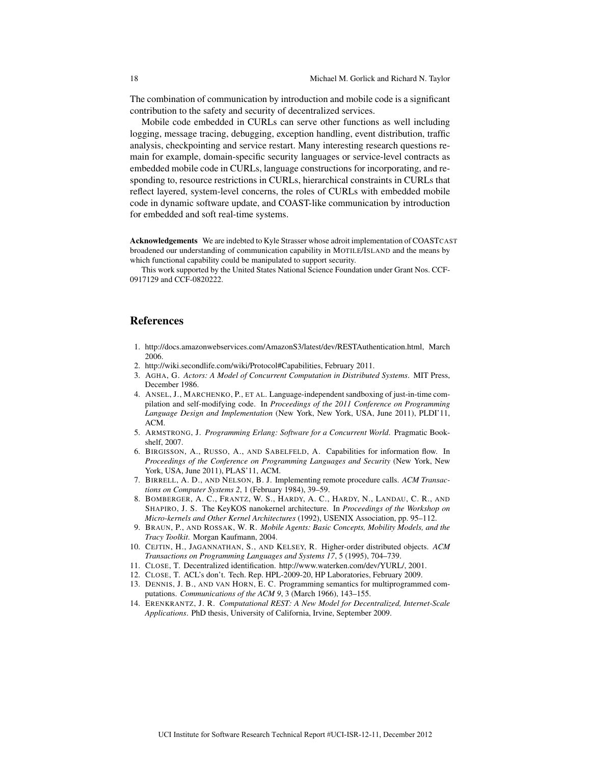The combination of communication by introduction and mobile code is a significant contribution to the safety and security of decentralized services.

Mobile code embedded in CURLs can serve other functions as well including logging, message tracing, debugging, exception handling, event distribution, traffic analysis, checkpointing and service restart. Many interesting research questions remain for example, domain-specific security languages or service-level contracts as embedded mobile code in CURLs, language constructions for incorporating, and responding to, resource restrictions in CURLs, hierarchical constraints in CURLs that reflect layered, system-level concerns, the roles of CURLs with embedded mobile code in dynamic software update, and COAST-like communication by introduction for embedded and soft real-time systems.

**Acknowledgements** We are indebted to Kyle Strasser whose adroit implementation of COASTCAST broadened our understanding of communication capability in MOTILE/ISLAND and the means by which functional capability could be manipulated to support security.

This work supported by the United States National Science Foundation under Grant Nos. CCF-0917129 and CCF-0820222.

## References

1. http://docs.amazonwebservices.com/AmazonS3/latest/dev/RESTAuthentication.html, March 2006.
2. http://wiki.secondlife.com/wiki/Protocol#Capabilities, February 2011.
3. AGHA, G. *Actors: A Model of Concurrent Computation in Distributed Systems*. MIT Press, December 1986.
4. ANSEL, J., MARCHENKO, P., ET AL. Language-independent sandboxing of just-in-time compilation and self-modifying code. In *Proceedings of the 2011 Conference on Programming Language Design and Implementation* (New York, New York, USA, June 2011), PLDI'11, ACM.
5. ARMSTRONG, J. *Programming Erlang: Software for a Concurrent World*. Pragmatic Bookshelf, 2007.
6. BIRGISSON, A., RUSSO, A., AND SABELFELD, A. Capabilities for information flow. In *Proceedings of the Conference on Programming Languages and Security* (New York, New York, USA, June 2011), PLAS'11, ACM.
7. BIRRELL, A. D., AND NELSON, B. J. Implementing remote procedure calls. *ACM Transactions on Computer Systems 2*, 1 (February 1984), 39–59.
8. BOMBERGER, A. C., FRANTZ, W. S., HARDY, A. C., HARDY, N., LANDAU, C. R., AND SHAPIRO, J. S. The KeyKOS nanokernel architecture. In *Proceedings of the Workshop on Micro-kernels and Other Kernel Architectures* (1992), USENIX Association, pp. 95–112.
9. BRAUN, P., AND ROSSAK, W. R. *Mobile Agents: Basic Concepts, Mobility Models, and the Tracy Toolkit*. Morgan Kaufmann, 2004.
10. CEJTIN, H., JAGANNATHAN, S., AND KELSEY, R. Higher-order distributed objects. *ACM Transactions on Programming Languages and Systems 17*, 5 (1995), 704–739.
11. CLOSE, T. Decentralized identification. http://www.waterken.com/dev/YURL/, 2001.
12. CLOSE, T. ACL's don't. Tech. Rep. HPL-2009-20, HP Laboratories, February 2009.
13. DENNIS, J. B., AND VAN HORN, E. C. Programming semantics for multiprogrammed computations. *Communications of the ACM 9*, 3 (March 1966), 143–155.
14. ERENKRANTZ, J. R. *Computational REST: A New Model for Decentralized, Internet-Scale Applications*. PhD thesis, University of California, Irvine, September 2009.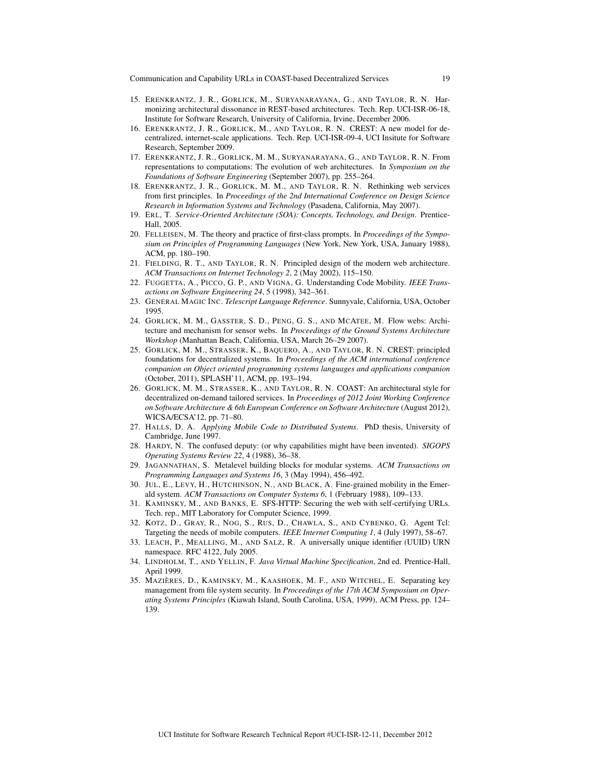15. Erenkrantz, J. R., Gorlick, M., Suryanarayana, G., and Taylor, R. N. Harmonizing architectural dissonance in REST-based architectures. Tech. Rep. UCI-ISR-06-18, Institute for Software Research, University of California, Irvine, December 2006.
16. Erenkrantz, J. R., Gorlick, M., and Taylor, R. N. CREST: A new model for decentralized, internet-scale applications. Tech. Rep. UCI-ISR-09-4, UCI Insitute for Software Research, September 2009.
17. Erenkrantz, J. R., Gorlick, M. M., Suryanarayana, G., and Taylor, R. N. From representations to computations: The evolution of web architectures. In *Symposium on the Foundations of Software Engineering* (September 2007), pp. 255–264.
18. Erenkrantz, J. R., Gorlick, M. M., and Taylor, R. N. Rethinking web services from first principles. In *Proceedings of the 2nd International Conference on Design Science Research in Information Systems and Technology* (Pasadena, California, May 2007).
19. Erl, T. *Service-Oriented Architecture (SOA): Concepts, Technology, and Design*. Prentice-Hall, 2005.
20. Felleisen, M. The theory and practice of first-class prompts. In *Proceedings of the Symposium on Principles of Programming Languages* (New York, New York, USA, January 1988), ACM, pp. 180–190.
21. Fielding, R. T., and Taylor, R. N. Principled design of the modern web architecture. *ACM Transactions on Internet Technology 2*, 2 (May 2002), 115–150.
22. Fuggetta, A., Picco, G. P., and Vigna, G. Understanding Code Mobility. *IEEE Transactions on Software Engineering 24*, 5 (1998), 342–361.
23. General Magic Inc. *Telescript Language Reference*. Sunnyvale, California, USA, October 1995.
24. Gorlick, M. M., Gasster, S. D., Peng, G. S., and McAtee, M. Flow webs: Architecture and mechanism for sensor webs. In *Proceedings of the Ground Systems Architecture Workshop* (Manhattan Beach, California, USA, March 26–29 2007).
25. Gorlick, M. M., Strasser, K., Baquero, A., and Taylor, R. N. CREST: principled foundations for decentralized systems. In *Proceedings of the ACM international conference companion on Object oriented programming systems languages and applications companion* (October, 2011), SPLASH'11, ACM, pp. 193–194.
26. Gorlick, M. M., Strasser, K., and Taylor, R. N. COAST: An architectural style for decentralized on-demand tailored services. In *Proceedings of 2012 Joint Working Conference on Software Architecture & 6th European Conference on Software Architecture* (August 2012), WICSA/ECSA'12, pp. 71–80.
27. Halls, D. A. *Applying Mobile Code to Distributed Systems*. PhD thesis, University of Cambridge, June 1997.
28. Hardy, N. The confused deputy: (or why capabilities might have been invented). *SIGOPS Operating Systems Review 22*, 4 (1988), 36–38.
29. Jagannathan, S. Metalevel building blocks for modular systems. *ACM Transactions on Programming Languages and Systems 16*, 3 (May 1994), 456–492.
30. Jul, E., Levy, H., Hutchinson, N., and Black, A. Fine-grained mobility in the Emerald system. *ACM Transactions on Computer Systems 6*, 1 (February 1988), 109–133.
31. Kaminsky, M., and Banks, E. SFS-HTTP: Securing the web with self-certifying URLs. Tech. rep., MIT Laboratory for Computer Science, 1999.
32. Kotz, D., Gray, R., Nog, S., Rus, D., Chawla, S., and Cybenko, G. Agent Tcl: Targeting the needs of mobile computers. *IEEE Internet Computing 1*, 4 (July 1997), 58–67.
33. Leach, P., Mealling, M., and Salz, R. A universally unique identifier (UUID) URN namespace. RFC 4122, July 2005.
34. Lindholm, T., and Yellin, F. *Java Virtual Machine Specification*, 2nd ed. Prentice-Hall, April 1999.
35. Mazières, D., Kaminsky, M., Kaashoek, M. F., and Witchel, E. Separating key management from file system security. In *Proceedings of the 17th ACM Symposium on Operating Systems Principles* (Kiawah Island, South Carolina, USA, 1999), ACM Press, pp. 124–139.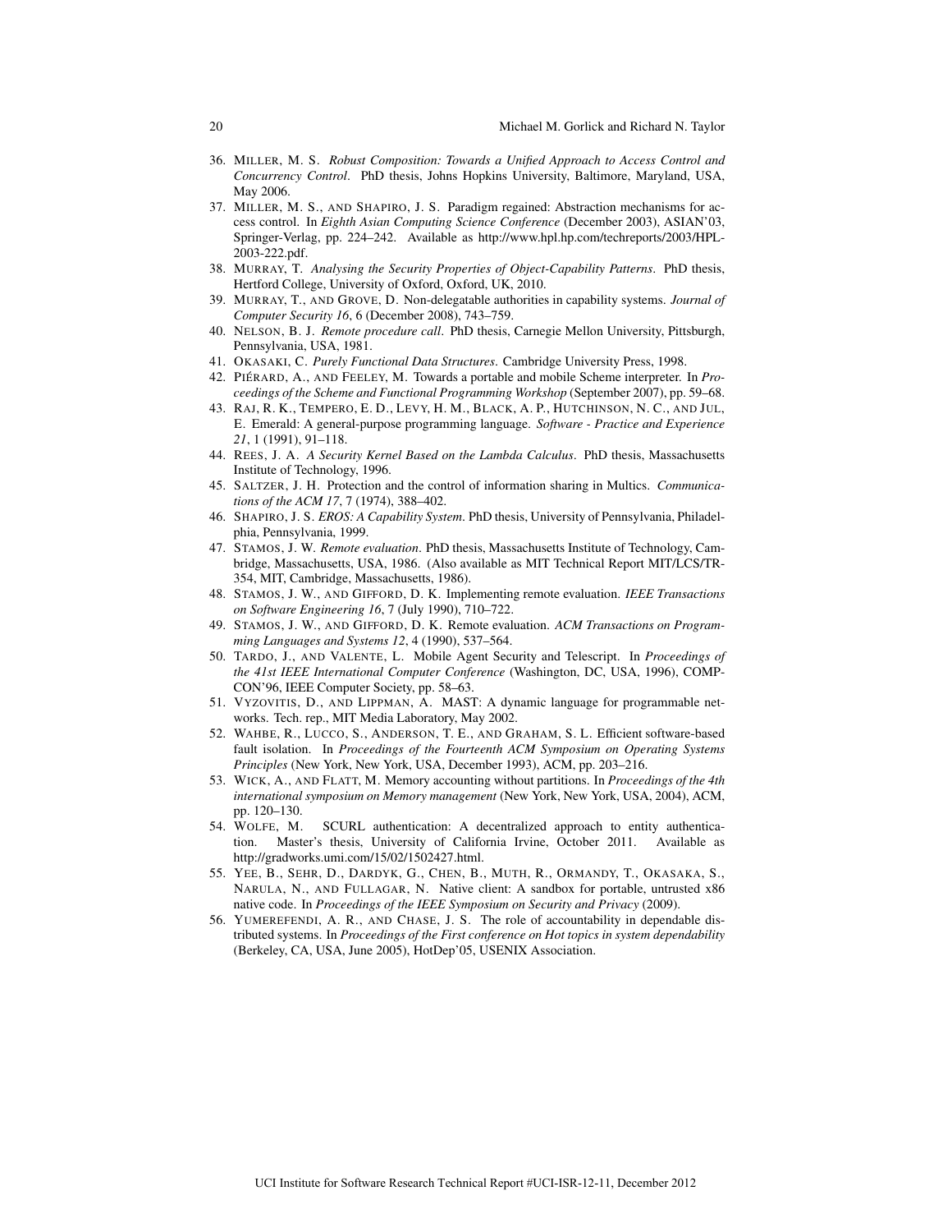36. MILLER, M. S. *Robust Composition: Towards a Unified Approach to Access Control and Concurrency Control*. PhD thesis, Johns Hopkins University, Baltimore, Maryland, USA, May 2006.
37. MILLER, M. S., AND SHAPIRO, J. S. Paradigm regained: Abstraction mechanisms for access control. In *Eighth Asian Computing Science Conference* (December 2003), ASIAN'03, Springer-Verlag, pp. 224–242. Available as http://www.hpl.hp.com/techreports/2003/HPL-2003-222.pdf.
38. MURRAY, T. *Analysing the Security Properties of Object-Capability Patterns*. PhD thesis, Hertford College, University of Oxford, Oxford, UK, 2010.
39. MURRAY, T., AND GROVE, D. Non-delegatable authorities in capability systems. *Journal of Computer Security 16*, 6 (December 2008), 743–759.
40. NELSON, B. J. *Remote procedure call*. PhD thesis, Carnegie Mellon University, Pittsburgh, Pennsylvania, USA, 1981.
41. OKASAKI, C. *Purely Functional Data Structures*. Cambridge University Press, 1998.
42. PIÉRARD, A., AND FEELEY, M. Towards a portable and mobile Scheme interpreter. In *Proceedings of the Scheme and Functional Programming Workshop* (September 2007), pp. 59–68.
43. RAJ, R. K., TEMPERO, E. D., LEVY, H. M., BLACK, A. P., HUTCHINSON, N. C., AND JUL, E. Emerald: A general-purpose programming language. *Software - Practice and Experience 21*, 1 (1991), 91–118.
44. REES, J. A. *A Security Kernel Based on the Lambda Calculus*. PhD thesis, Massachusetts Institute of Technology, 1996.
45. SALTZER, J. H. Protection and the control of information sharing in Multics. *Communications of the ACM 17*, 7 (1974), 388–402.
46. SHAPIRO, J. S. *EROS: A Capability System*. PhD thesis, University of Pennsylvania, Philadelphia, Pennsylvania, 1999.
47. STAMOS, J. W. *Remote evaluation*. PhD thesis, Massachusetts Institute of Technology, Cambridge, Massachusetts, USA, 1986. (Also available as MIT Technical Report MIT/LCS/TR-354, MIT, Cambridge, Massachusetts, 1986).
48. STAMOS, J. W., AND GIFFORD, D. K. Implementing remote evaluation. *IEEE Transactions on Software Engineering 16*, 7 (July 1990), 710–722.
49. STAMOS, J. W., AND GIFFORD, D. K. Remote evaluation. *ACM Transactions on Programming Languages and Systems 12*, 4 (1990), 537–564.
50. TARDO, J., AND VALENTE, L. Mobile Agent Security and Telescript. In *Proceedings of the 41st IEEE International Computer Conference* (Washington, DC, USA, 1996), COMPCON'96, IEEE Computer Society, pp. 58–63.
51. VYZOVITIS, D., AND LIPPMAN, A. MAST: A dynamic language for programmable networks. Tech. rep., MIT Media Laboratory, May 2002.
52. WAHBE, R., LUCCO, S., ANDERSON, T. E., AND GRAHAM, S. L. Efficient software-based fault isolation. In *Proceedings of the Fourteenth ACM Symposium on Operating Systems Principles* (New York, New York, USA, December 1993), ACM, pp. 203–216.
53. WICK, A., AND FLATT, M. Memory accounting without partitions. In *Proceedings of the 4th international symposium on Memory management* (New York, New York, USA, 2004), ACM, pp. 120–130.
54. WOLFE, M. SCURL authentication: A decentralized approach to entity authentication. Master's thesis, University of California Irvine, October 2011. Available as http://gradworks.umi.com/15/02/1502427.html.
55. YEE, B., SEHR, D., DARDYK, G., CHEN, B., MUTH, R., ORMANDY, T., OKASAKA, S., NARULA, N., AND FULLAGAR, N. Native client: A sandbox for portable, untrusted x86 native code. In *Proceedings of the IEEE Symposium on Security and Privacy* (2009).
56. YUMEREFENDI, A. R., AND CHASE, J. S. The role of accountability in dependable distributed systems. In *Proceedings of the First conference on Hot topics in system dependability* (Berkeley, CA, USA, June 2005), HotDep'05, USENIX Association.